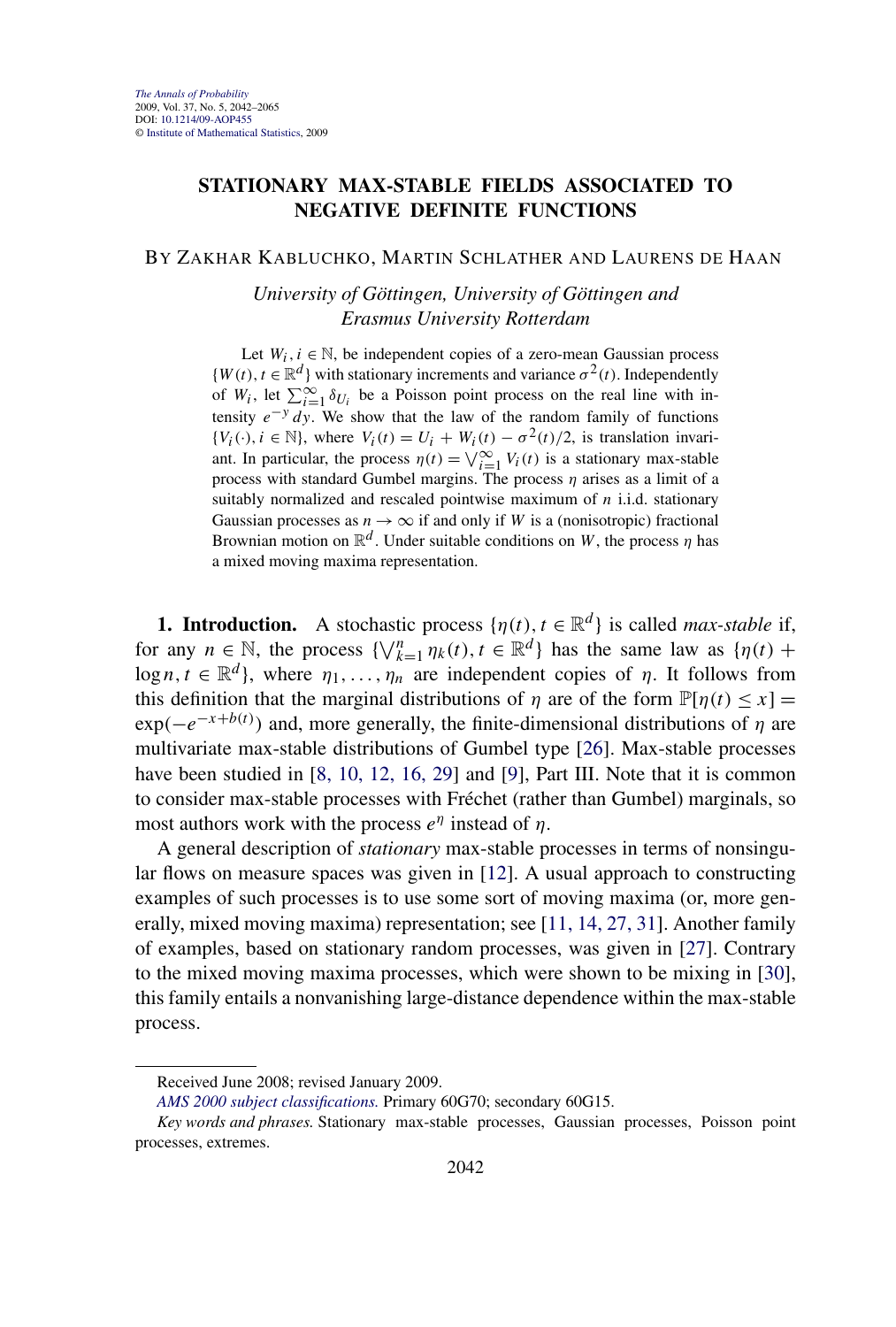# STATIONARY MAX-STABLE FIELDS ASSOCIATED TO NEGATIVE DEFINITE FUNCTIONS

BY ZAKHAR KABLUCHKO, MARTIN SCHLATHER AND LAURENS DE HAAN

*University of Göttingen, University of Göttingen and Erasmus University Rotterdam*

Let $W_i, i \in \mathbb{N}$, be independent copies of a zero-mean Gaussian process $\{W(t), t \in \mathbb{R}^d\}$ with stationary increments and variance $\sigma^2(t)$. Independently of $W_i$, let $\sum_{i=1}^{\infty} \delta_{U_i}$ be a Poisson point process on the real line with intensity $e^{-y}\, dy$. We show that the law of the random family of functions $\{V_i(\cdot), i \in \mathbb{N}\}$, where $V_i(t) = U_i + W_i(t) - \sigma^2(t)/2$, is translation invariant. In particular, the process $\eta(t) = \bigvee_{i=1}^{\infty} V_i(t)$ is a stationary max-stable process with standard Gumbel margins. The process $\eta$ arises as a limit of a suitably normalized and rescaled pointwise maximum of $n$ i.i.d. stationary Gaussian processes as $n \to \infty$ if and only if $W$ is a (nonisotropic) fractional Brownian motion on $\mathbb{R}^d$. Under suitable conditions on $W$, the process $\eta$ has a mixed moving maxima representation.

**1. Introduction.** A stochastic process $\{\eta(t), t \in \mathbb{R}^d\}$ is called *max-stable* if, for any $n \in \mathbb{N}$, the process $\{\bigvee_{k=1}^{n} \eta_k(t), t \in \mathbb{R}^d\}$ has the same law as $\{\eta(t) + \log n, t \in \mathbb{R}^d\}$, where $\eta_1, \ldots, \eta_n$ are independent copies of $\eta$. It follows from this definition that the marginal distributions of $\eta$ are of the form $\mathbb{P}[\eta(t) \le x] = \exp(-e^{-x+b(t)})$ and, more generally, the finite-dimensional distributions of $\eta$ are multivariate max-stable distributions of Gumbel type [26]. Max-stable processes have been studied in [8, 10, 12, 16, 29] and [9], Part III. Note that it is common to consider max-stable processes with Fréchet (rather than Gumbel) marginals, so most authors work with the process $e^{\eta}$ instead of $\eta$.

A general description of *stationary* max-stable processes in terms of nonsingular flows on measure spaces was given in [12]. A usual approach to constructing examples of such processes is to use some sort of moving maxima (or, more generally, mixed moving maxima) representation; see [11, 14, 27, 31]. Another family of examples, based on stationary random processes, was given in [27]. Contrary to the mixed moving maxima processes, which were shown to be mixing in [30], this family entails a nonvanishing large-distance dependence within the max-stable process.

---

Received June 2008; revised January 2009.

*AMS 2000 subject classifications.* Primary 60G70; secondary 60G15.

*Key words and phrases.* Stationary max-stable processes, Gaussian processes, Poisson point processes, extremes.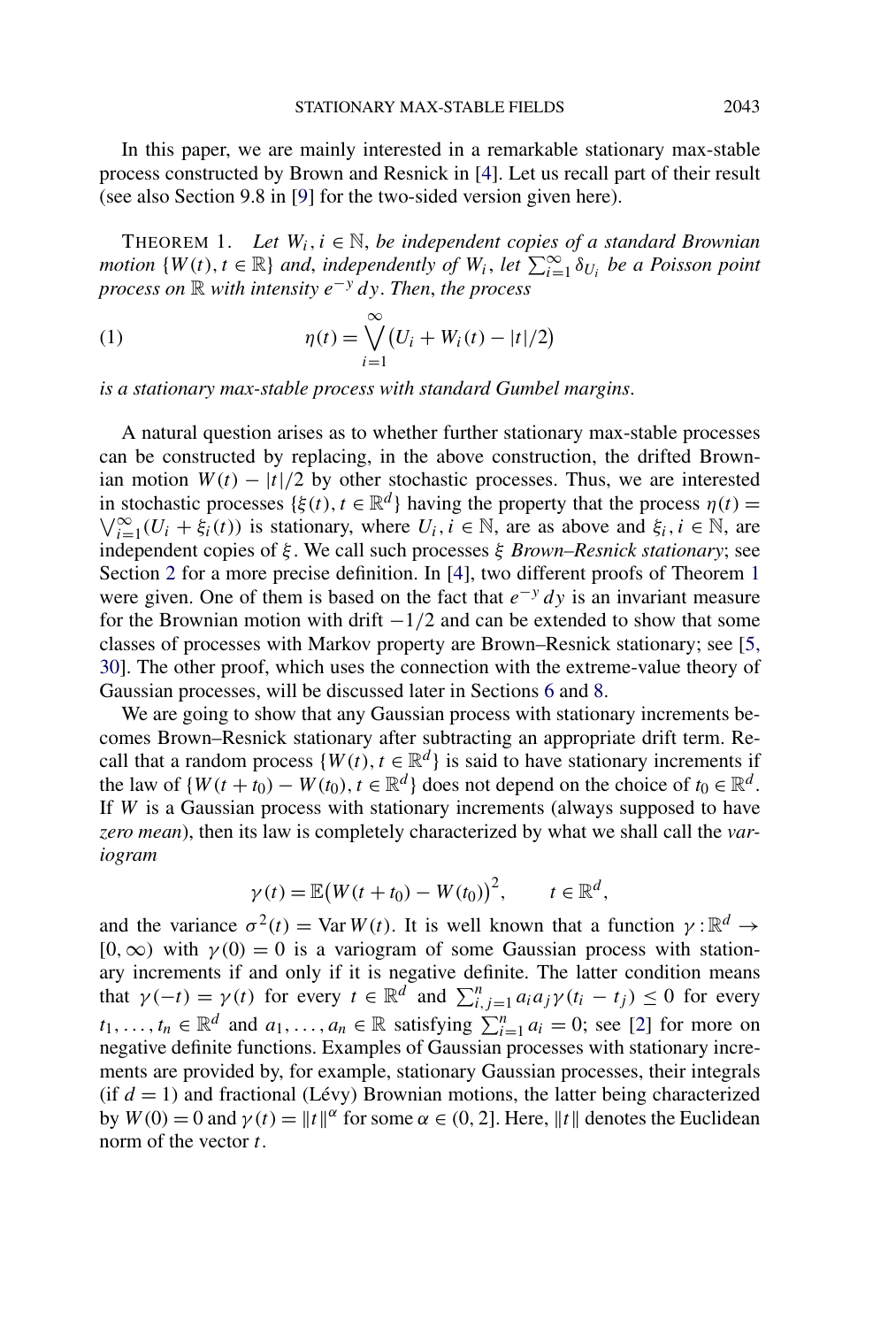In this paper, we are mainly interested in a remarkable stationary max-stable process constructed by Brown and Resnick in [4]. Let us recall part of their result (see also Section 9.8 in [9] for the two-sided version given here).

THEOREM 1. *Let $W_i, i \in \mathbb{N}$, be independent copies of a standard Brownian motion $\{W(t), t \in \mathbb{R}\}$ and, independently of $W_i$, let $\sum_{i=1}^{\infty} \delta_{U_i}$ be a Poisson point process on $\mathbb{R}$ with intensity $e^{-y}\,dy$. Then, the process*

$$\eta(t) = \bigvee_{i=1}^{\infty} \bigl(U_i + W_i(t) - |t|/2\bigr) \tag{1}$$

*is a stationary max-stable process with standard Gumbel margins.*

A natural question arises as to whether further stationary max-stable processes can be constructed by replacing, in the above construction, the drifted Brownian motion $W(t) - |t|/2$ by other stochastic processes. Thus, we are interested in stochastic processes $\{\xi(t), t \in \mathbb{R}^d\}$ having the property that the process $\eta(t) = \bigvee_{i=1}^{\infty}(U_i + \xi_i(t))$ is stationary, where $U_i, i \in \mathbb{N}$, are as above and $\xi_i, i \in \mathbb{N}$, are independent copies of $\xi$. We call such processes $\xi$ *Brown–Resnick stationary*; see Section 2 for a more precise definition. In [4], two different proofs of Theorem 1 were given. One of them is based on the fact that $e^{-y}\,dy$ is an invariant measure for the Brownian motion with drift $-1/2$ and can be extended to show that some classes of processes with Markov property are Brown–Resnick stationary; see [5, 30]. The other proof, which uses the connection with the extreme-value theory of Gaussian processes, will be discussed later in Sections 6 and 8.

We are going to show that any Gaussian process with stationary increments becomes Brown–Resnick stationary after subtracting an appropriate drift term. Recall that a random process $\{W(t), t \in \mathbb{R}^d\}$ is said to have stationary increments if the law of $\{W(t + t_0) - W(t_0), t \in \mathbb{R}^d\}$ does not depend on the choice of $t_0 \in \mathbb{R}^d$. If $W$ is a Gaussian process with stationary increments (always supposed to have *zero mean*), then its law is completely characterized by what we shall call the *variogram*

$$\gamma(t) = \mathbb{E}\bigl(W(t + t_0) - W(t_0)\bigr)^2, \qquad t \in \mathbb{R}^d,$$

and the variance $\sigma^2(t) = \operatorname{Var} W(t)$. It is well known that a function $\gamma : \mathbb{R}^d \to [0, \infty)$ with $\gamma(0) = 0$ is a variogram of some Gaussian process with stationary increments if and only if it is negative definite. The latter condition means that $\gamma(-t) = \gamma(t)$ for every $t \in \mathbb{R}^d$ and $\sum_{i,j=1}^{n} a_i a_j \gamma(t_i - t_j) \le 0$ for every $t_1, \dots, t_n \in \mathbb{R}^d$ and $a_1, \dots, a_n \in \mathbb{R}$ satisfying $\sum_{i=1}^{n} a_i = 0$; see [2] for more on negative definite functions. Examples of Gaussian processes with stationary increments are provided by, for example, stationary Gaussian processes, their integrals (if $d = 1$) and fractional (Lévy) Brownian motions, the latter being characterized by $W(0) = 0$ and $\gamma(t) = \|t\|^{\alpha}$ for some $\alpha \in (0, 2]$. Here, $\|t\|$ denotes the Euclidean norm of the vector $t$.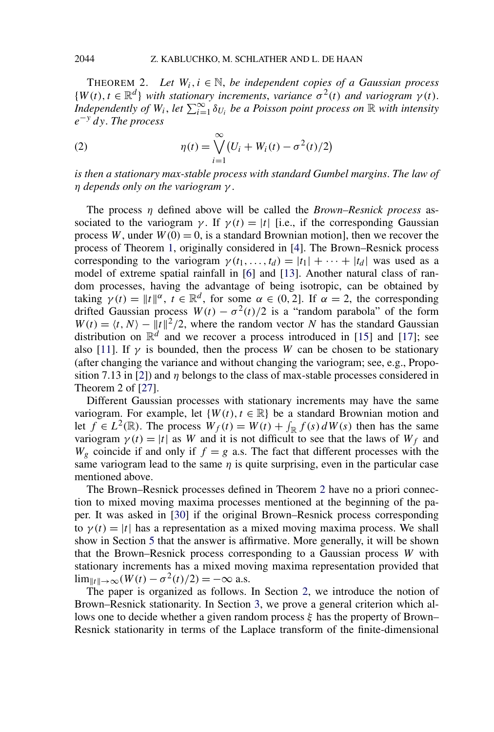THEOREM 2. *Let $W_i, i \in \mathbb{N}$, be independent copies of a Gaussian process $\{W(t), t \in \mathbb{R}^d\}$ with stationary increments, variance $\sigma^2(t)$ and variogram $\gamma(t)$. Independently of $W_i$, let $\sum_{i=1}^{\infty} \delta_{U_i}$ be a Poisson point process on $\mathbb{R}$ with intensity $e^{-y}\,dy$. The process*

$$\eta(t) = \bigvee_{i=1}^{\infty} \bigl(U_i + W_i(t) - \sigma^2(t)/2\bigr) \tag{2}$$

*is then a stationary max-stable process with standard Gumbel margins. The law of $\eta$ depends only on the variogram $\gamma$.*

The process $\eta$ defined above will be called the *Brown–Resnick process* associated to the variogram $\gamma$. If $\gamma(t) = |t|$ [i.e., if the corresponding Gaussian process $W$, under $W(0) = 0$, is a standard Brownian motion], then we recover the process of Theorem 1, originally considered in [4]. The Brown–Resnick process corresponding to the variogram $\gamma(t_1, \dots, t_d) = |t_1| + \cdots + |t_d|$ was used as a model of extreme spatial rainfall in [6] and [13]. Another natural class of random processes, having the advantage of being isotropic, can be obtained by taking $\gamma(t) = \|t\|^{\alpha}$, $t \in \mathbb{R}^d$, for some $\alpha \in (0, 2]$. If $\alpha = 2$, the corresponding drifted Gaussian process $W(t) - \sigma^2(t)/2$ is a "random parabola" of the form $W(t) = \langle t, N\rangle - \|t\|^2/2$, where the random vector $N$ has the standard Gaussian distribution on $\mathbb{R}^d$ and we recover a process introduced in [15] and [17]; see also [11]. If $\gamma$ is bounded, then the process $W$ can be chosen to be stationary (after changing the variance and without changing the variogram; see, e.g., Proposition 7.13 in [2]) and $\eta$ belongs to the class of max-stable processes considered in Theorem 2 of [27].

Different Gaussian processes with stationary increments may have the same variogram. For example, let $\{W(t), t \in \mathbb{R}\}$ be a standard Brownian motion and let $f \in L^2(\mathbb{R})$. The process $W_f(t) = W(t) + \int_{\mathbb{R}} f(s)\,dW(s)$ then has the same variogram $\gamma(t) = |t|$ as $W$ and it is not difficult to see that the laws of $W_f$ and $W_g$ coincide if and only if $f = g$ a.s. The fact that different processes with the same variogram lead to the same $\eta$ is quite surprising, even in the particular case mentioned above.

The Brown–Resnick processes defined in Theorem 2 have no a priori connection to mixed moving maxima processes mentioned at the beginning of the paper. It was asked in [30] if the original Brown–Resnick process corresponding to $\gamma(t) = |t|$ has a representation as a mixed moving maxima process. We shall show in Section 5 that the answer is affirmative. More generally, it will be shown that the Brown–Resnick process corresponding to a Gaussian process $W$ with stationary increments has a mixed moving maxima representation provided that $\lim_{\|t\| \to \infty} (W(t) - \sigma^2(t)/2) = -\infty$ a.s.

The paper is organized as follows. In Section 2, we introduce the notion of Brown–Resnick stationarity. In Section 3, we prove a general criterion which allows one to decide whether a given random process $\xi$ has the property of Brown–Resnick stationarity in terms of the Laplace transform of the finite-dimensional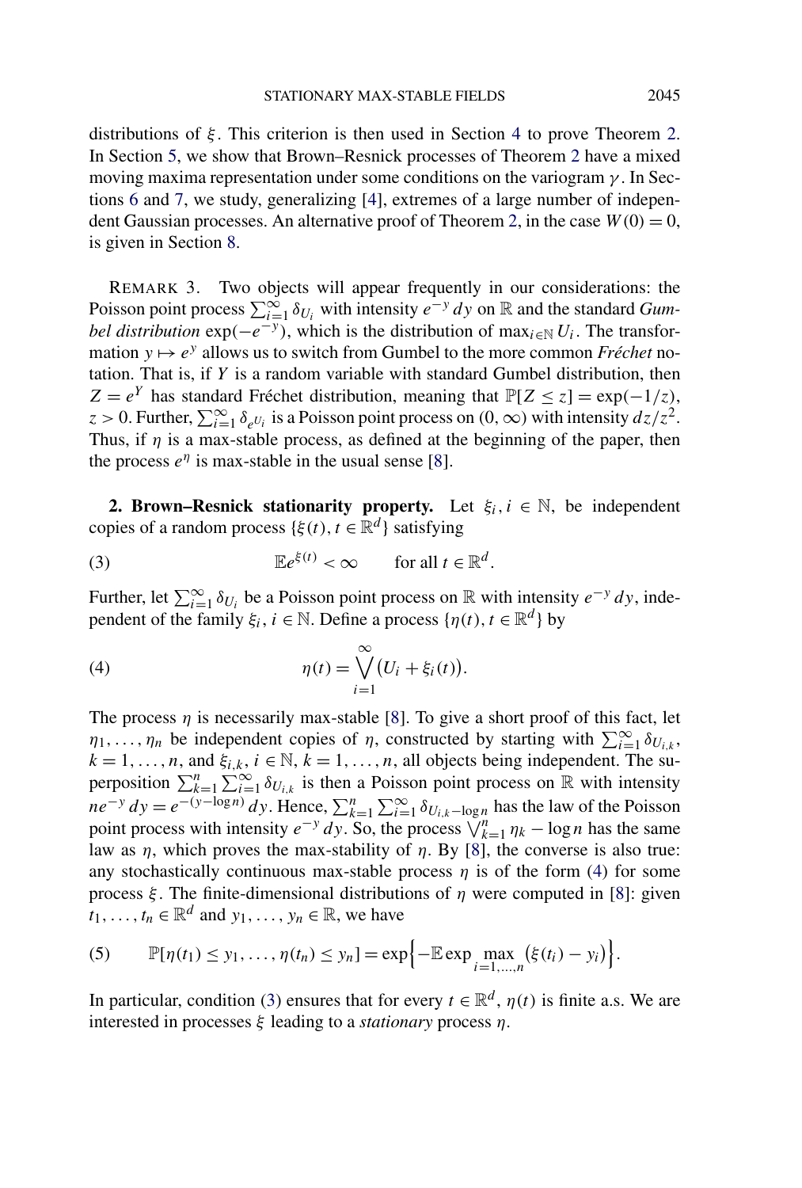distributions of $\xi$. This criterion is then used in Section 4 to prove Theorem 2. In Section 5, we show that Brown–Resnick processes of Theorem 2 have a mixed moving maxima representation under some conditions on the variogram $\gamma$. In Sections 6 and 7, we study, generalizing [4], extremes of a large number of independent Gaussian processes. An alternative proof of Theorem 2, in the case $W(0) = 0$, is given in Section 8.

REMARK 3. Two objects will appear frequently in our considerations: the Poisson point process $\sum_{i=1}^{\infty} \delta_{U_i}$ with intensity $e^{-y}\,dy$ on $\mathbb{R}$ and the standard *Gumbel distribution* $\exp(-e^{-y})$, which is the distribution of $\max_{i\in\mathbb{N}} U_i$. The transformation $y \mapsto e^y$ allows us to switch from Gumbel to the more common *Fréchet* notation. That is, if $Y$ is a random variable with standard Gumbel distribution, then $Z = e^Y$ has standard Fréchet distribution, meaning that $\mathbb{P}[Z \le z] = \exp(-1/z)$, $z > 0$. Further, $\sum_{i=1}^{\infty} \delta_{e^{U_i}}$ is a Poisson point process on $(0,\infty)$ with intensity $dz/z^2$. Thus, if $\eta$ is a max-stable process, as defined at the beginning of the paper, then the process $e^{\eta}$ is max-stable in the usual sense [8].

## 2. Brown–Resnick stationarity property.

Let $\xi_i, i \in \mathbb{N}$, be independent copies of a random process $\{\xi(t), t \in \mathbb{R}^d\}$ satisfying

$$\mathbb{E}e^{\xi(t)} < \infty \qquad \text{for all } t \in \mathbb{R}^d. \tag{3}$$

Further, let $\sum_{i=1}^{\infty} \delta_{U_i}$ be a Poisson point process on $\mathbb{R}$ with intensity $e^{-y}\,dy$, independent of the family $\xi_i, i \in \mathbb{N}$. Define a process $\{\eta(t), t \in \mathbb{R}^d\}$ by

$$\eta(t) = \bigvee_{i=1}^{\infty} (U_i + \xi_i(t)). \tag{4}$$

The process $\eta$ is necessarily max-stable [8]. To give a short proof of this fact, let $\eta_1, \dots, \eta_n$ be independent copies of $\eta$, constructed by starting with $\sum_{i=1}^{\infty} \delta_{U_{i,k}}$, $k = 1, \dots, n$, and $\xi_{i,k}$, $i \in \mathbb{N}$, $k = 1, \dots, n$, all objects being independent. The superposition $\sum_{k=1}^{n} \sum_{i=1}^{\infty} \delta_{U_{i,k}}$ is then a Poisson point process on $\mathbb{R}$ with intensity $ne^{-y}\,dy = e^{-(y-\log n)}\,dy$. Hence, $\sum_{k=1}^{n} \sum_{i=1}^{\infty} \delta_{U_{i,k}-\log n}$ has the law of the Poisson point process with intensity $e^{-y}\,dy$. So, the process $\bigvee_{k=1}^{n} \eta_k - \log n$ has the same law as $\eta$, which proves the max-stability of $\eta$. By [8], the converse is also true: any stochastically continuous max-stable process $\eta$ is of the form (4) for some process $\xi$. The finite-dimensional distributions of $\eta$ were computed in [8]: given $t_1, \dots, t_n \in \mathbb{R}^d$ and $y_1, \dots, y_n \in \mathbb{R}$, we have

$$\mathbb{P}[\eta(t_1) \le y_1, \dots, \eta(t_n) \le y_n] = \exp\Big\{-\mathbb{E}\exp \max_{i=1,\dots,n} (\xi(t_i) - y_i)\Big\}. \tag{5}$$

In particular, condition (3) ensures that for every $t \in \mathbb{R}^d$, $\eta(t)$ is finite a.s. We are interested in processes $\xi$ leading to a *stationary* process $\eta$.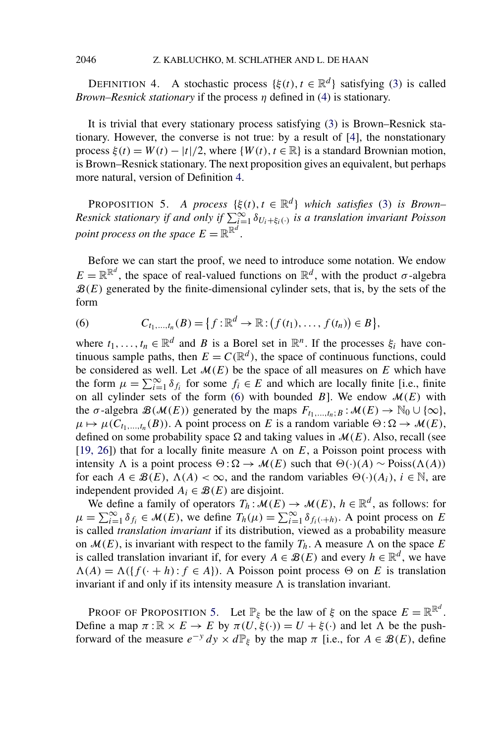DEFINITION 4. A stochastic process $\{\xi(t), t \in \mathbb{R}^d\}$ satisfying (3) is called *Brown–Resnick stationary* if the process $\eta$ defined in (4) is stationary.

It is trivial that every stationary process satisfying (3) is Brown–Resnick stationary. However, the converse is not true: by a result of [4], the nonstationary process $\xi(t) = W(t) - |t|/2$, where $\{W(t), t \in \mathbb{R}\}$ is a standard Brownian motion, is Brown–Resnick stationary. The next proposition gives an equivalent, but perhaps more natural, version of Definition 4.

PROPOSITION 5. *A process $\{\xi(t), t \in \mathbb{R}^d\}$ which satisfies (3) is Brown–Resnick stationary if and only if $\sum_{i=1}^{\infty} \delta_{U_i + \xi_i(\cdot)}$ is a translation invariant Poisson point process on the space $E = \mathbb{R}^{\mathbb{R}^d}$.*

Before we can start the proof, we need to introduce some notation. We endow $E = \mathbb{R}^{\mathbb{R}^d}$, the space of real-valued functions on $\mathbb{R}^d$, with the product $\sigma$-algebra $\mathcal{B}(E)$ generated by the finite-dimensional cylinder sets, that is, by the sets of the form

$$C_{t_1,\dots,t_n}(B) = \{f : \mathbb{R}^d \to \mathbb{R} : (f(t_1), \dots, f(t_n)) \in B\}, \tag{6}$$

where $t_1, \dots, t_n \in \mathbb{R}^d$ and $B$ is a Borel set in $\mathbb{R}^n$. If the processes $\xi_i$ have continuous sample paths, then $E = C(\mathbb{R}^d)$, the space of continuous functions, could be considered as well. Let $\mathcal{M}(E)$ be the space of all measures on $E$ which have the form $\mu = \sum_{i=1}^{\infty} \delta_{f_i}$ for some $f_i \in E$ and which are locally finite [i.e., finite on all cylinder sets of the form (6) with bounded $B$]. We endow $\mathcal{M}(E)$ with the $\sigma$-algebra $\mathcal{B}(\mathcal{M}(E))$ generated by the maps $F_{t_1,\dots,t_n;B} : \mathcal{M}(E) \to \mathbb{N}_0 \cup \{\infty\}$, $\mu \mapsto \mu(C_{t_1,\dots,t_n}(B))$. A point process on $E$ is a random variable $\Theta : \Omega \to \mathcal{M}(E)$, defined on some probability space $\Omega$ and taking values in $\mathcal{M}(E)$. Also, recall (see [19, 26]) that for a locally finite measure $\Lambda$ on $E$, a Poisson point process with intensity $\Lambda$ is a point process $\Theta : \Omega \to \mathcal{M}(E)$ such that $\Theta(\cdot)(A) \sim \mathrm{Poiss}(\Lambda(A))$ for each $A \in \mathcal{B}(E)$, $\Lambda(A) < \infty$, and the random variables $\Theta(\cdot)(A_i)$, $i \in \mathbb{N}$, are independent provided $A_i \in \mathcal{B}(E)$ are disjoint.

We define a family of operators $T_h : \mathcal{M}(E) \to \mathcal{M}(E)$, $h \in \mathbb{R}^d$, as follows: for $\mu = \sum_{i=1}^{\infty} \delta_{f_i} \in \mathcal{M}(E)$, we define $T_h(\mu) = \sum_{i=1}^{\infty} \delta_{f_i(\cdot + h)}$. A point process on $E$ is called *translation invariant* if its distribution, viewed as a probability measure on $\mathcal{M}(E)$, is invariant with respect to the family $T_h$. A measure $\Lambda$ on the space $E$ is called translation invariant if, for every $A \in \mathcal{B}(E)$ and every $h \in \mathbb{R}^d$, we have $\Lambda(A) = \Lambda(\{f(\cdot + h) : f \in A\})$. A Poisson point process $\Theta$ on $E$ is translation invariant if and only if its intensity measure $\Lambda$ is translation invariant.

PROOF OF PROPOSITION 5. Let $\mathbb{P}_\xi$ be the law of $\xi$ on the space $E = \mathbb{R}^{\mathbb{R}^d}$. Define a map $\pi : \mathbb{R} \times E \to E$ by $\pi(U, \xi(\cdot)) = U + \xi(\cdot)$ and let $\Lambda$ be the push-forward of the measure $e^{-y}\, dy \times d\mathbb{P}_\xi$ by the map $\pi$ [i.e., for $A \in \mathcal{B}(E)$, define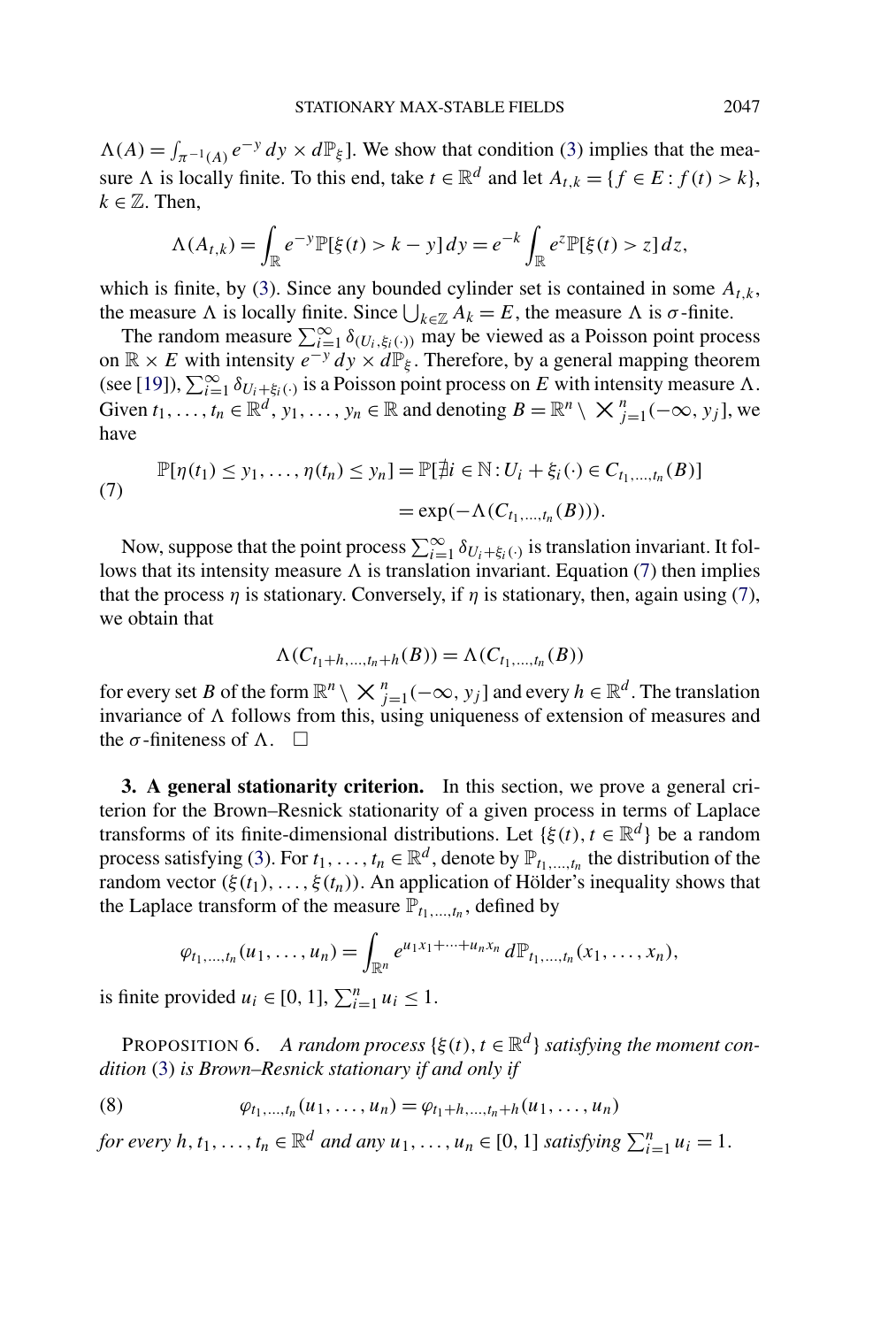$\Lambda(A) = \int_{\pi^{-1}(A)} e^{-y}\,dy \times d\mathbb{P}_\xi]$. We show that condition (3) implies that the measure $\Lambda$ is locally finite. To this end, take $t \in \mathbb{R}^d$ and let $A_{t,k} = \{f \in E : f(t) > k\}$, $k \in \mathbb{Z}$. Then,

$$\Lambda(A_{t,k}) = \int_{\mathbb{R}} e^{-y}\mathbb{P}[\xi(t) > k - y]\,dy = e^{-k}\int_{\mathbb{R}} e^{z}\mathbb{P}[\xi(t) > z]\,dz,$$

which is finite, by (3). Since any bounded cylinder set is contained in some $A_{t,k}$, the measure $\Lambda$ is locally finite. Since $\bigcup_{k\in\mathbb{Z}} A_k = E$, the measure $\Lambda$ is $\sigma$-finite.

The random measure $\sum_{i=1}^{\infty} \delta_{(U_i,\xi_i(\cdot))}$ may be viewed as a Poisson point process on $\mathbb{R} \times E$ with intensity $e^{-y}\,dy \times d\mathbb{P}_\xi$. Therefore, by a general mapping theorem (see [19]), $\sum_{i=1}^{\infty} \delta_{U_i+\xi_i(\cdot)}$ is a Poisson point process on $E$ with intensity measure $\Lambda$. Given $t_1, \dots, t_n \in \mathbb{R}^d$, $y_1, \dots, y_n \in \mathbb{R}$ and denoting $B = \mathbb{R}^n \setminus \times_{j=1}^{n}(-\infty, y_j]$, we have

$$\mathbb{P}[\eta(t_1) \le y_1, \dots, \eta(t_n) \le y_n] = \mathbb{P}[\nexists i \in \mathbb{N} : U_i + \xi_i(\cdot) \in C_{t_1,\dots,t_n}(B)] \tag{7}$$
$$= \exp(-\Lambda(C_{t_1,\dots,t_n}(B))).$$

Now, suppose that the point process $\sum_{i=1}^{\infty} \delta_{U_i+\xi_i(\cdot)}$ is translation invariant. It follows that its intensity measure $\Lambda$ is translation invariant. Equation (7) then implies that the process $\eta$ is stationary. Conversely, if $\eta$ is stationary, then, again using (7), we obtain that

$$\Lambda(C_{t_1+h,\dots,t_n+h}(B)) = \Lambda(C_{t_1,\dots,t_n}(B))$$

for every set $B$ of the form $\mathbb{R}^n \setminus \times_{j=1}^{n}(-\infty, y_j]$ and every $h \in \mathbb{R}^d$. The translation invariance of $\Lambda$ follows from this, using uniqueness of extension of measures and the $\sigma$-finiteness of $\Lambda$. $\square$

## 3. A general stationarity criterion.

In this section, we prove a general criterion for the Brown–Resnick stationarity of a given process in terms of Laplace transforms of its finite-dimensional distributions. Let $\{\xi(t), t \in \mathbb{R}^d\}$ be a random process satisfying (3). For $t_1, \dots, t_n \in \mathbb{R}^d$, denote by $\mathbb{P}_{t_1,\dots,t_n}$ the distribution of the random vector $(\xi(t_1), \dots, \xi(t_n))$. An application of Hölder's inequality shows that the Laplace transform of the measure $\mathbb{P}_{t_1,\dots,t_n}$, defined by

$$\varphi_{t_1,\dots,t_n}(u_1, \dots, u_n) = \int_{\mathbb{R}^n} e^{u_1x_1+\dots+u_nx_n}\,d\mathbb{P}_{t_1,\dots,t_n}(x_1, \dots, x_n),$$

is finite provided $u_i \in [0, 1]$, $\sum_{i=1}^{n} u_i \le 1$.

PROPOSITION 6. *A random process $\{\xi(t), t \in \mathbb{R}^d\}$ satisfying the moment condition (3) is Brown–Resnick stationary if and only if*

$$\varphi_{t_1,\dots,t_n}(u_1, \dots, u_n) = \varphi_{t_1+h,\dots,t_n+h}(u_1, \dots, u_n) \tag{8}$$

*for every $h, t_1, \dots, t_n \in \mathbb{R}^d$ and any $u_1, \dots, u_n \in [0, 1]$ satisfying $\sum_{i=1}^{n} u_i = 1$.*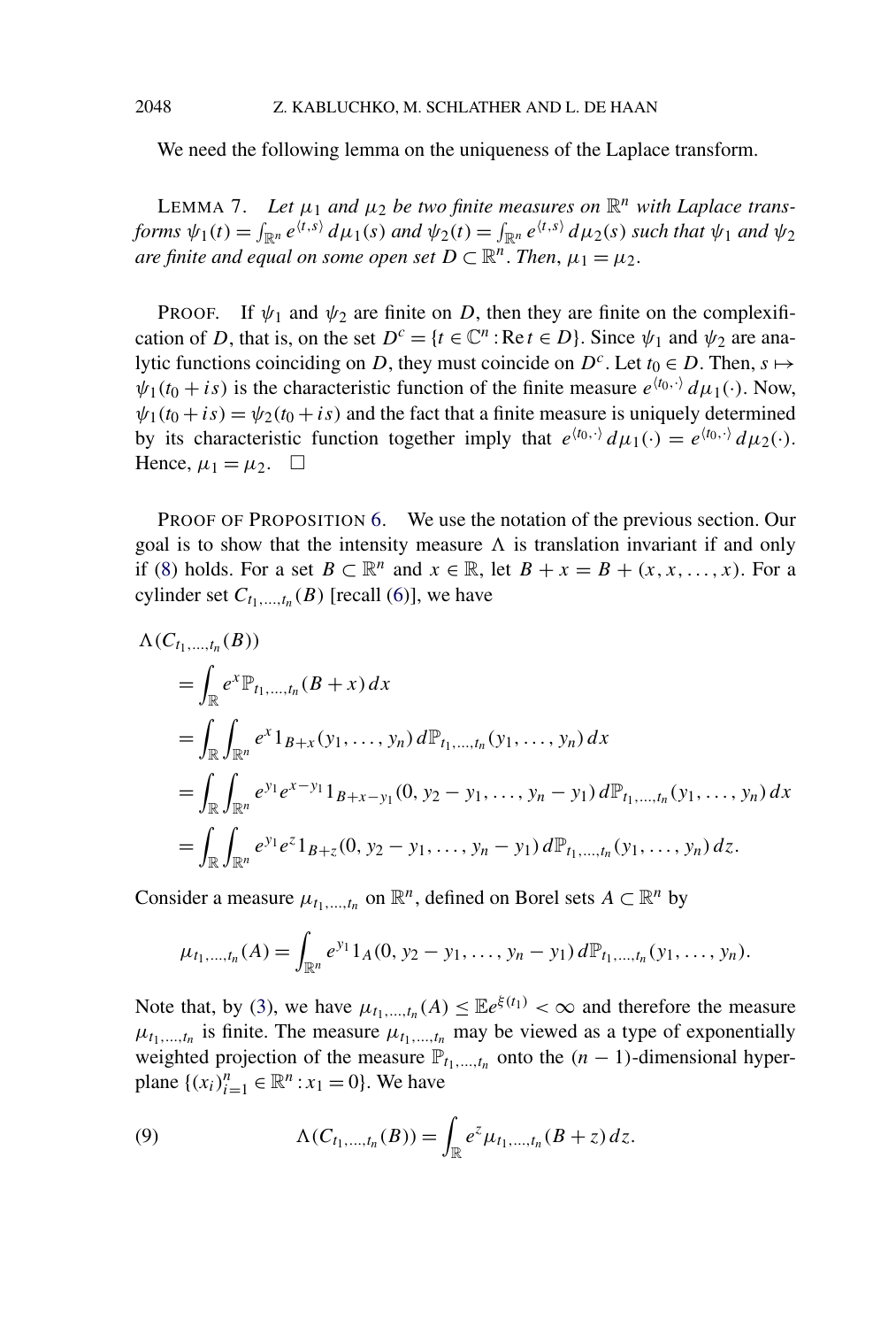We need the following lemma on the uniqueness of the Laplace transform.

LEMMA 7. *Let $\mu_1$ and $\mu_2$ be two finite measures on $\mathbb{R}^n$ with Laplace transforms $\psi_1(t) = \int_{\mathbb{R}^n} e^{\langle t,s\rangle}\, d\mu_1(s)$ and $\psi_2(t) = \int_{\mathbb{R}^n} e^{\langle t,s\rangle}\, d\mu_2(s)$ such that $\psi_1$ and $\psi_2$ are finite and equal on some open set $D \subset \mathbb{R}^n$. Then, $\mu_1 = \mu_2$.*

PROOF. If $\psi_1$ and $\psi_2$ are finite on $D$, then they are finite on the complexification of $D$, that is, on the set $D^c = \{t \in \mathbb{C}^n : \operatorname{Re} t \in D\}$. Since $\psi_1$ and $\psi_2$ are analytic functions coinciding on $D$, they must coincide on $D^c$. Let $t_0 \in D$. Then, $s \mapsto \psi_1(t_0 + is)$ is the characteristic function of the finite measure $e^{\langle t_0,\cdot\rangle}\, d\mu_1(\cdot)$. Now, $\psi_1(t_0 + is) = \psi_2(t_0 + is)$ and the fact that a finite measure is uniquely determined by its characteristic function together imply that $e^{\langle t_0,\cdot\rangle}\, d\mu_1(\cdot) = e^{\langle t_0,\cdot\rangle}\, d\mu_2(\cdot)$. Hence, $\mu_1 = \mu_2$. $\square$

PROOF OF PROPOSITION 6. We use the notation of the previous section. Our goal is to show that the intensity measure $\Lambda$ is translation invariant if and only if (8) holds. For a set $B \subset \mathbb{R}^n$ and $x \in \mathbb{R}$, let $B + x = B + (x, x, \ldots, x)$. For a cylinder set $C_{t_1,\ldots,t_n}(B)$ [recall (6)], we have

$$
\begin{aligned}
\Lambda(C_{t_1,\ldots,t_n}(B))
&= \int_{\mathbb{R}} e^x \mathbb{P}_{t_1,\ldots,t_n}(B + x)\, dx \\
&= \int_{\mathbb{R}} \int_{\mathbb{R}^n} e^x 1_{B+x}(y_1, \ldots, y_n)\, d\mathbb{P}_{t_1,\ldots,t_n}(y_1, \ldots, y_n)\, dx \\
&= \int_{\mathbb{R}} \int_{\mathbb{R}^n} e^{y_1} e^{x-y_1} 1_{B+x-y_1}(0, y_2 - y_1, \ldots, y_n - y_1)\, d\mathbb{P}_{t_1,\ldots,t_n}(y_1, \ldots, y_n)\, dx \\
&= \int_{\mathbb{R}} \int_{\mathbb{R}^n} e^{y_1} e^z 1_{B+z}(0, y_2 - y_1, \ldots, y_n - y_1)\, d\mathbb{P}_{t_1,\ldots,t_n}(y_1, \ldots, y_n)\, dz.
\end{aligned}
$$

Consider a measure $\mu_{t_1,\ldots,t_n}$ on $\mathbb{R}^n$, defined on Borel sets $A \subset \mathbb{R}^n$ by

$$
\mu_{t_1,\ldots,t_n}(A) = \int_{\mathbb{R}^n} e^{y_1} 1_A(0, y_2 - y_1, \ldots, y_n - y_1)\, d\mathbb{P}_{t_1,\ldots,t_n}(y_1, \ldots, y_n).
$$

Note that, by (3), we have $\mu_{t_1,\ldots,t_n}(A) \le \mathbb{E}e^{\xi(t_1)} < \infty$ and therefore the measure $\mu_{t_1,\ldots,t_n}$ is finite. The measure $\mu_{t_1,\ldots,t_n}$ may be viewed as a type of exponentially weighted projection of the measure $\mathbb{P}_{t_1,\ldots,t_n}$ onto the $(n-1)$-dimensional hyperplane $\{(x_i)_{i=1}^n \in \mathbb{R}^n : x_1 = 0\}$. We have

$$
\Lambda(C_{t_1,\ldots,t_n}(B)) = \int_{\mathbb{R}} e^z \mu_{t_1,\ldots,t_n}(B + z)\, dz. \tag{9}
$$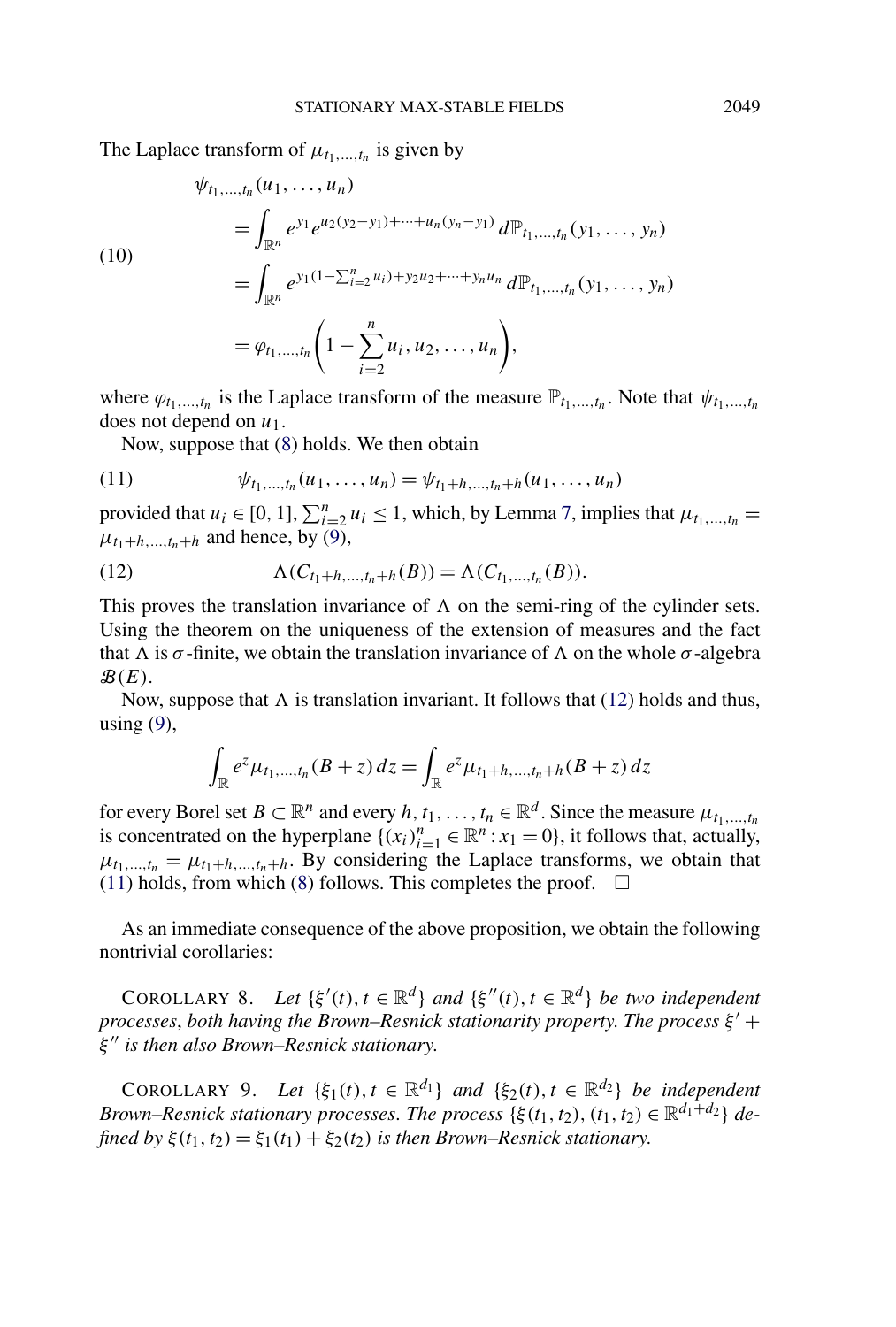The Laplace transform of $\mu_{t_1,\dots,t_n}$ is given by

$$
\begin{aligned}
\psi_{t_1,\dots,t_n}&(u_1,\dots,u_n)\\
&=\int_{\mathbb{R}^n} e^{y_1} e^{u_2(y_2-y_1)+\cdots+u_n(y_n-y_1)}\, d\mathbb{P}_{t_1,\dots,t_n}(y_1,\dots,y_n)\\
&=\int_{\mathbb{R}^n} e^{y_1(1-\sum_{i=2}^n u_i)+y_2u_2+\cdots+y_nu_n}\, d\mathbb{P}_{t_1,\dots,t_n}(y_1,\dots,y_n)\\
&=\varphi_{t_1,\dots,t_n}\left(1-\sum_{i=2}^n u_i, u_2,\dots,u_n\right),
\end{aligned}
\tag{10}
$$

where $\varphi_{t_1,\dots,t_n}$ is the Laplace transform of the measure $\mathbb{P}_{t_1,\dots,t_n}$. Note that $\psi_{t_1,\dots,t_n}$ does not depend on $u_1$.

Now, suppose that (8) holds. We then obtain

$$
\psi_{t_1,\dots,t_n}(u_1,\dots,u_n)=\psi_{t_1+h,\dots,t_n+h}(u_1,\dots,u_n) \tag{11}
$$

provided that $u_i\in[0,1]$, $\sum_{i=2}^n u_i\le 1$, which, by Lemma 7, implies that $\mu_{t_1,\dots,t_n}=\mu_{t_1+h,\dots,t_n+h}$ and hence, by (9),

$$
\Lambda(C_{t_1+h,\dots,t_n+h}(B))=\Lambda(C_{t_1,\dots,t_n}(B)). \tag{12}
$$

This proves the translation invariance of $\Lambda$ on the semi-ring of the cylinder sets. Using the theorem on the uniqueness of the extension of measures and the fact that $\Lambda$ is $\sigma$-finite, we obtain the translation invariance of $\Lambda$ on the whole $\sigma$-algebra $\mathcal{B}(E)$.

Now, suppose that $\Lambda$ is translation invariant. It follows that (12) holds and thus, using (9),

$$
\int_{\mathbb{R}} e^z \mu_{t_1,\dots,t_n}(B+z)\,dz=\int_{\mathbb{R}} e^z \mu_{t_1+h,\dots,t_n+h}(B+z)\,dz
$$

for every Borel set $B\subset\mathbb{R}^n$ and every $h,t_1,\dots,t_n\in\mathbb{R}^d$. Since the measure $\mu_{t_1,\dots,t_n}$ is concentrated on the hyperplane $\{(x_i)_{i=1}^n\in\mathbb{R}^n : x_1=0\}$, it follows that, actually, $\mu_{t_1,\dots,t_n}=\mu_{t_1+h,\dots,t_n+h}$. By considering the Laplace transforms, we obtain that (11) holds, from which (8) follows. This completes the proof. $\square$

As an immediate consequence of the above proposition, we obtain the following nontrivial corollaries:

COROLLARY 8. *Let $\{\xi'(t), t\in\mathbb{R}^d\}$ and $\{\xi''(t), t\in\mathbb{R}^d\}$ be two independent processes, both having the Brown–Resnick stationarity property. The process $\xi'+\xi''$ is then also Brown–Resnick stationary.*

COROLLARY 9. *Let $\{\xi_1(t), t\in\mathbb{R}^{d_1}\}$ and $\{\xi_2(t), t\in\mathbb{R}^{d_2}\}$ be independent Brown–Resnick stationary processes. The process $\{\xi(t_1,t_2), (t_1,t_2)\in\mathbb{R}^{d_1+d_2}\}$ defined by $\xi(t_1,t_2)=\xi_1(t_1)+\xi_2(t_2)$ is then Brown–Resnick stationary.*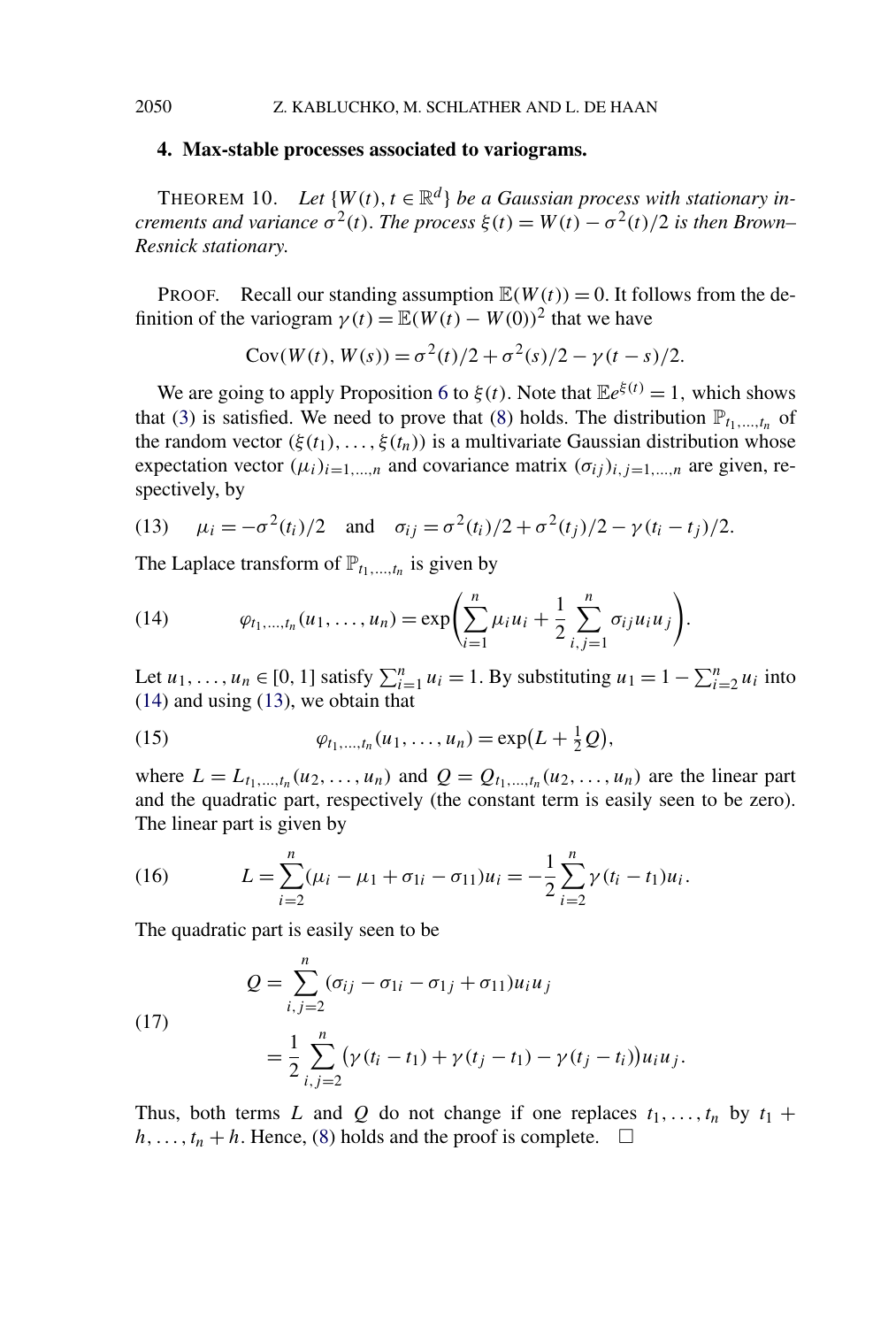## 4. Max-stable processes associated to variograms.

THEOREM 10. *Let $\{W(t), t \in \mathbb{R}^d\}$ be a Gaussian process with stationary increments and variance $\sigma^2(t)$. The process $\xi(t) = W(t) - \sigma^2(t)/2$ is then Brown–Resnick stationary.*

PROOF. Recall our standing assumption $\mathbb{E}(W(t)) = 0$. It follows from the definition of the variogram $\gamma(t) = \mathbb{E}(W(t) - W(0))^2$ that we have

$$\operatorname{Cov}(W(t), W(s)) = \sigma^2(t)/2 + \sigma^2(s)/2 - \gamma(t-s)/2.$$

We are going to apply Proposition 6 to $\xi(t)$. Note that $\mathbb{E}e^{\xi(t)} = 1$, which shows that (3) is satisfied. We need to prove that (8) holds. The distribution $\mathbb{P}_{t_1,\dots,t_n}$ of the random vector $(\xi(t_1), \dots, \xi(t_n))$ is a multivariate Gaussian distribution whose expectation vector $(\mu_i)_{i=1,\dots,n}$ and covariance matrix $(\sigma_{ij})_{i,j=1,\dots,n}$ are given, respectively, by

$$\mu_i = -\sigma^2(t_i)/2 \quad \text{and} \quad \sigma_{ij} = \sigma^2(t_i)/2 + \sigma^2(t_j)/2 - \gamma(t_i - t_j)/2. \tag{13}$$

The Laplace transform of $\mathbb{P}_{t_1,\dots,t_n}$ is given by

$$\varphi_{t_1,\dots,t_n}(u_1, \dots, u_n) = \exp\left(\sum_{i=1}^n \mu_i u_i + \frac{1}{2}\sum_{i,j=1}^n \sigma_{ij} u_i u_j\right). \tag{14}$$

Let $u_1, \dots, u_n \in [0,1]$ satisfy $\sum_{i=1}^n u_i = 1$. By substituting $u_1 = 1 - \sum_{i=2}^n u_i$ into (14) and using (13), we obtain that

$$\varphi_{t_1,\dots,t_n}(u_1, \dots, u_n) = \exp\left(L + \tfrac{1}{2}Q\right), \tag{15}$$

where $L = L_{t_1,\dots,t_n}(u_2, \dots, u_n)$ and $Q = Q_{t_1,\dots,t_n}(u_2, \dots, u_n)$ are the linear part and the quadratic part, respectively (the constant term is easily seen to be zero). The linear part is given by

$$L = \sum_{i=2}^n (\mu_i - \mu_1 + \sigma_{1i} - \sigma_{11}) u_i = -\frac{1}{2}\sum_{i=2}^n \gamma(t_i - t_1) u_i. \tag{16}$$

The quadratic part is easily seen to be

$$\begin{aligned} Q &= \sum_{i,j=2}^n (\sigma_{ij} - \sigma_{1i} - \sigma_{1j} + \sigma_{11}) u_i u_j \\ &= \frac{1}{2}\sum_{i,j=2}^n \big(\gamma(t_i - t_1) + \gamma(t_j - t_1) - \gamma(t_j - t_i)\big) u_i u_j. \end{aligned} \tag{17}$$

Thus, both terms $L$ and $Q$ do not change if one replaces $t_1, \dots, t_n$ by $t_1 + h, \dots, t_n + h$. Hence, (8) holds and the proof is complete. $\square$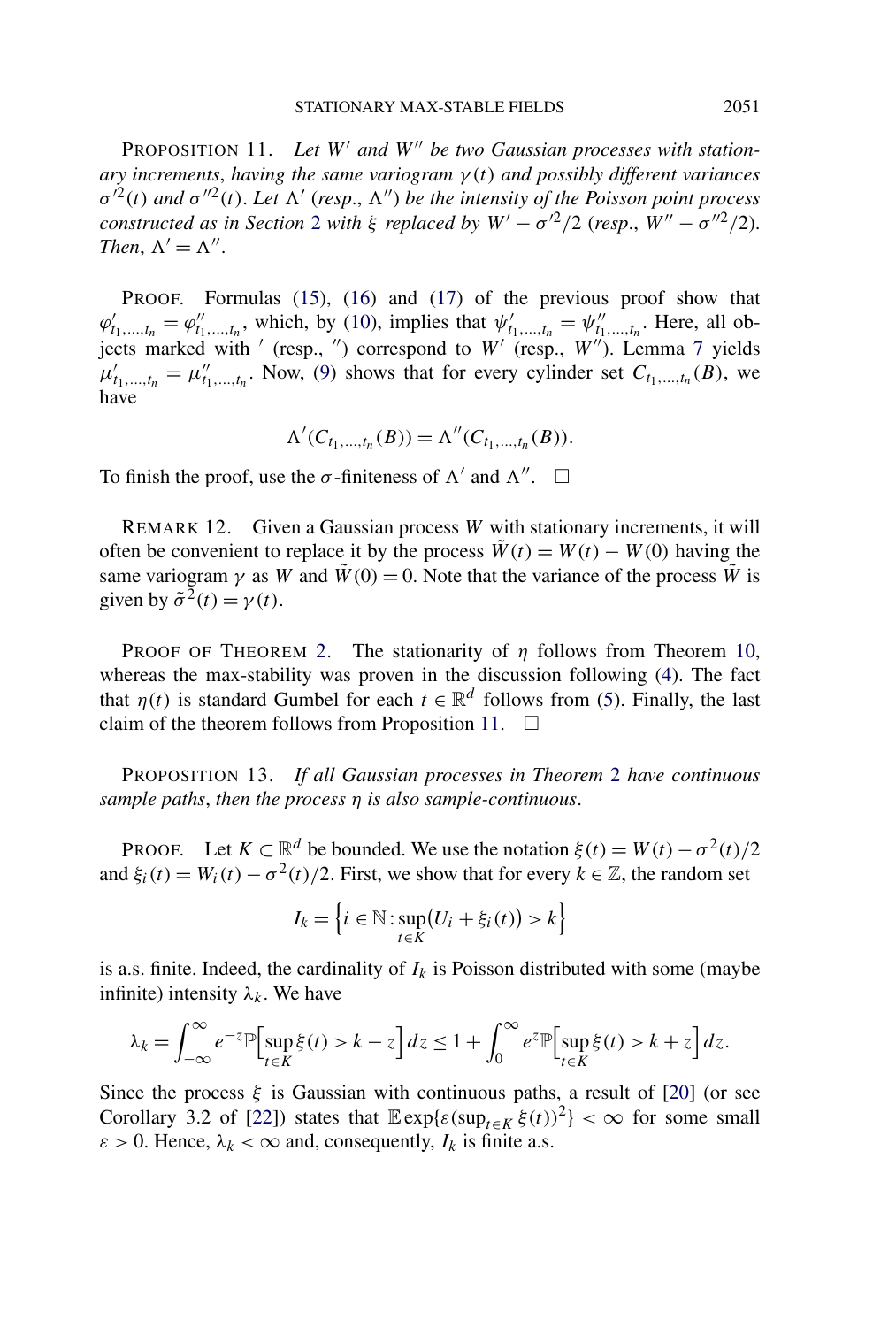PROPOSITION 11. *Let $W'$ and $W''$ be two Gaussian processes with stationary increments, having the same variogram $\gamma(t)$ and possibly different variances $\sigma'^2(t)$ and $\sigma''^2(t)$. Let $\Lambda'$ (resp., $\Lambda''$) be the intensity of the Poisson point process constructed as in Section 2 with $\xi$ replaced by $W' - \sigma'^2/2$ (resp., $W'' - \sigma''^2/2$). Then, $\Lambda' = \Lambda''$.*

PROOF. Formulas (15), (16) and (17) of the previous proof show that $\varphi'_{t_1,\dots,t_n} = \varphi''_{t_1,\dots,t_n}$, which, by (10), implies that $\psi'_{t_1,\dots,t_n} = \psi''_{t_1,\dots,t_n}$. Here, all objects marked with $'$ (resp., $''$) correspond to $W'$ (resp., $W''$). Lemma 7 yields $\mu'_{t_1,\dots,t_n} = \mu''_{t_1,\dots,t_n}$. Now, (9) shows that for every cylinder set $C_{t_1,\dots,t_n}(B)$, we have

$$\Lambda'(C_{t_1,\dots,t_n}(B)) = \Lambda''(C_{t_1,\dots,t_n}(B)).$$

To finish the proof, use the $\sigma$-finiteness of $\Lambda'$ and $\Lambda''$. $\square$

REMARK 12. Given a Gaussian process $W$ with stationary increments, it will often be convenient to replace it by the process $\tilde{W}(t) = W(t) - W(0)$ having the same variogram $\gamma$ as $W$ and $\tilde{W}(0) = 0$. Note that the variance of the process $\tilde{W}$ is given by $\tilde{\sigma}^2(t) = \gamma(t)$.

PROOF OF THEOREM 2. The stationarity of $\eta$ follows from Theorem 10, whereas the max-stability was proven in the discussion following (4). The fact that $\eta(t)$ is standard Gumbel for each $t \in \mathbb{R}^d$ follows from (5). Finally, the last claim of the theorem follows from Proposition 11. $\square$

PROPOSITION 13. *If all Gaussian processes in Theorem 2 have continuous sample paths, then the process $\eta$ is also sample-continuous.*

PROOF. Let $K \subset \mathbb{R}^d$ be bounded. We use the notation $\xi(t) = W(t) - \sigma^2(t)/2$ and $\xi_i(t) = W_i(t) - \sigma^2(t)/2$. First, we show that for every $k \in \mathbb{Z}$, the random set

$$I_k = \Big\{ i \in \mathbb{N} : \sup_{t \in K} \big(U_i + \xi_i(t)\big) > k \Big\}$$

is a.s. finite. Indeed, the cardinality of $I_k$ is Poisson distributed with some (maybe infinite) intensity $\lambda_k$. We have

$$\lambda_k = \int_{-\infty}^{\infty} e^{-z} \mathbb{P}\Big[\sup_{t \in K} \xi(t) > k - z\Big] dz \le 1 + \int_0^{\infty} e^{z} \mathbb{P}\Big[\sup_{t \in K} \xi(t) > k + z\Big] dz.$$

Since the process $\xi$ is Gaussian with continuous paths, a result of [20] (or see Corollary 3.2 of [22]) states that $\mathbb{E} \exp\{\varepsilon (\sup_{t \in K} \xi(t))^2\} < \infty$ for some small $\varepsilon > 0$. Hence, $\lambda_k < \infty$ and, consequently, $I_k$ is finite a.s.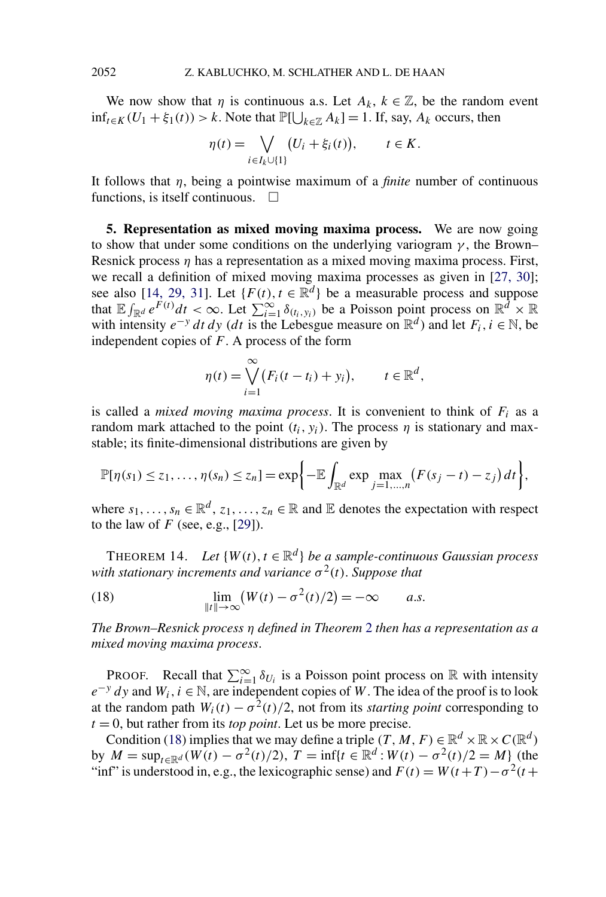We now show that $\eta$ is continuous a.s. Let $A_k$, $k \in \mathbb{Z}$, be the random event $\inf_{t\in K}(U_1 + \xi_1(t)) > k$. Note that $\mathbb{P}[\bigcup_{k\in\mathbb{Z}} A_k] = 1$. If, say, $A_k$ occurs, then

$$\eta(t) = \bigvee_{i\in I_k\cup\{1\}} \big(U_i + \xi_i(t)\big), \qquad t \in K.$$

It follows that $\eta$, being a pointwise maximum of a *finite* number of continuous functions, is itself continuous. □

## 5. Representation as mixed moving maxima process.

We are now going to show that under some conditions on the underlying variogram $\gamma$, the Brown–Resnick process $\eta$ has a representation as a mixed moving maxima process. First, we recall a definition of mixed moving maxima processes as given in [27, 30]; see also [14, 29, 31]. Let $\{F(t), t \in \mathbb{R}^d\}$ be a measurable process and suppose that $\mathbb{E}\int_{\mathbb{R}^d} e^{F(t)}dt < \infty$. Let $\sum_{i=1}^{\infty}\delta_{(t_i,y_i)}$ be a Poisson point process on $\mathbb{R}^d \times \mathbb{R}$ with intensity $e^{-y}\,dt\,dy$ ($dt$ is the Lebesgue measure on $\mathbb{R}^d$) and let $F_i$, $i \in \mathbb{N}$, be independent copies of $F$. A process of the form

$$\eta(t) = \bigvee_{i=1}^{\infty}\big(F_i(t - t_i) + y_i\big), \qquad t \in \mathbb{R}^d,$$

is called a *mixed moving maxima process*. It is convenient to think of $F_i$ as a random mark attached to the point $(t_i, y_i)$. The process $\eta$ is stationary and max-stable; its finite-dimensional distributions are given by

$$\mathbb{P}[\eta(s_1) \le z_1, \ldots, \eta(s_n) \le z_n] = \exp\bigg\{-\mathbb{E}\int_{\mathbb{R}^d} \exp \max_{j=1,\ldots,n}\big(F(s_j - t) - z_j\big)\,dt\bigg\},$$

where $s_1, \ldots, s_n \in \mathbb{R}^d$, $z_1, \ldots, z_n \in \mathbb{R}$ and $\mathbb{E}$ denotes the expectation with respect to the law of $F$ (see, e.g., [29]).

THEOREM 14. *Let $\{W(t), t \in \mathbb{R}^d\}$ be a sample-continuous Gaussian process with stationary increments and variance $\sigma^2(t)$. Suppose that*

$$\lim_{\|t\|\to\infty}\big(W(t) - \sigma^2(t)/2\big) = -\infty \qquad a.s. \tag{18}$$

*The Brown–Resnick process $\eta$ defined in Theorem 2 then has a representation as a mixed moving maxima process.*

PROOF. Recall that $\sum_{i=1}^{\infty}\delta_{U_i}$ is a Poisson point process on $\mathbb{R}$ with intensity $e^{-y}\,dy$ and $W_i$, $i \in \mathbb{N}$, are independent copies of $W$. The idea of the proof is to look at the random path $W_i(t) - \sigma^2(t)/2$, not from its *starting point* corresponding to $t = 0$, but rather from its *top point*. Let us be more precise.

Condition (18) implies that we may define a triple $(T, M, F) \in \mathbb{R}^d \times \mathbb{R} \times C(\mathbb{R}^d)$ by $M = \sup_{t\in\mathbb{R}^d}(W(t) - \sigma^2(t)/2)$, $T = \inf\{t \in \mathbb{R}^d : W(t) - \sigma^2(t)/2 = M\}$ (the "inf" is understood in, e.g., the lexicographic sense) and $F(t) = W(t+T) - \sigma^2(t+$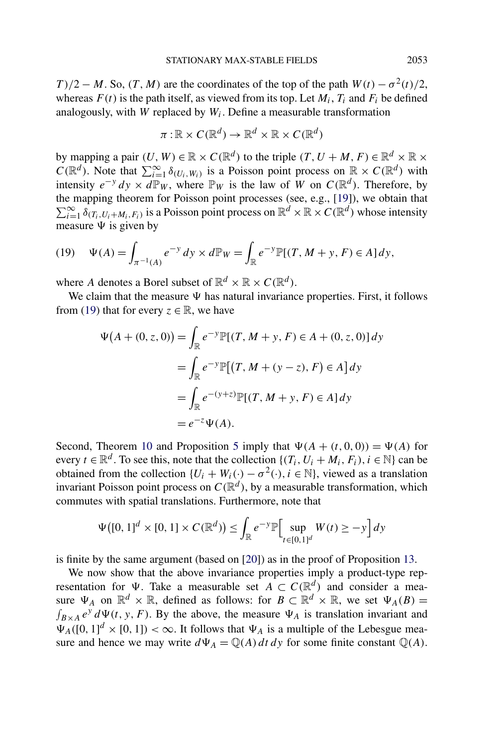$T)/2 - M$. So, $(T, M)$ are the coordinates of the top of the path $W(t) - \sigma^2(t)/2$, whereas $F(t)$ is the path itself, as viewed from its top. Let $M_i$, $T_i$ and $F_i$ be defined analogously, with $W$ replaced by $W_i$. Define a measurable transformation

$$\pi : \mathbb{R} \times C(\mathbb{R}^d) \to \mathbb{R}^d \times \mathbb{R} \times C(\mathbb{R}^d)$$

by mapping a pair $(U, W) \in \mathbb{R} \times C(\mathbb{R}^d)$ to the triple $(T, U + M, F) \in \mathbb{R}^d \times \mathbb{R} \times C(\mathbb{R}^d)$. Note that $\sum_{i=1}^{\infty} \delta_{(U_i, W_i)}$ is a Poisson point process on $\mathbb{R} \times C(\mathbb{R}^d)$ with intensity $e^{-y}\,dy \times d\mathbb{P}_W$, where $\mathbb{P}_W$ is the law of $W$ on $C(\mathbb{R}^d)$. Therefore, by the mapping theorem for Poisson point processes (see, e.g., [19]), we obtain that $\sum_{i=1}^{\infty} \delta_{(T_i, U_i + M_i, F_i)}$ is a Poisson point process on $\mathbb{R}^d \times \mathbb{R} \times C(\mathbb{R}^d)$ whose intensity measure $\Psi$ is given by

$$\Psi(A) = \int_{\pi^{-1}(A)} e^{-y}\,dy \times d\mathbb{P}_W = \int_{\mathbb{R}} e^{-y} \mathbb{P}[(T, M + y, F) \in A]\,dy, \tag{19}$$

where $A$ denotes a Borel subset of $\mathbb{R}^d \times \mathbb{R} \times C(\mathbb{R}^d)$.

We claim that the measure $\Psi$ has natural invariance properties. First, it follows from (19) that for every $z \in \mathbb{R}$, we have

$$\begin{aligned}
\Psi\bigl(A + (0, z, 0)\bigr) &= \int_{\mathbb{R}} e^{-y} \mathbb{P}[(T, M + y, F) \in A + (0, z, 0)]\,dy \\
&= \int_{\mathbb{R}} e^{-y} \mathbb{P}\bigl[\bigl(T, M + (y - z), F\bigr) \in A\bigr]\,dy \\
&= \int_{\mathbb{R}} e^{-(y+z)} \mathbb{P}[(T, M + y, F) \in A]\,dy \\
&= e^{-z} \Psi(A).
\end{aligned}$$

Second, Theorem 10 and Proposition 5 imply that $\Psi(A + (t, 0, 0)) = \Psi(A)$ for every $t \in \mathbb{R}^d$. To see this, note that the collection $\{(T_i, U_i + M_i, F_i), i \in \mathbb{N}\}$ can be obtained from the collection $\{U_i + W_i(\cdot) - \sigma^2(\cdot), i \in \mathbb{N}\}$, viewed as a translation invariant Poisson point process on $C(\mathbb{R}^d)$, by a measurable transformation, which commutes with spatial translations. Furthermore, note that

$$\Psi\bigl([0, 1]^d \times [0, 1] \times C(\mathbb{R}^d)\bigr) \le \int_{\mathbb{R}} e^{-y} \mathbb{P}\Bigl[\sup_{t \in [0,1]^d} W(t) \ge -y\Bigr]\,dy$$

is finite by the same argument (based on [20]) as in the proof of Proposition 13.

We now show that the above invariance properties imply a product-type representation for $\Psi$. Take a measurable set $A \subset C(\mathbb{R}^d)$ and consider a measure $\Psi_A$ on $\mathbb{R}^d \times \mathbb{R}$, defined as follows: for $B \subset \mathbb{R}^d \times \mathbb{R}$, we set $\Psi_A(B) = \int_{B \times A} e^{y}\,d\Psi(t, y, F)$. By the above, the measure $\Psi_A$ is translation invariant and $\Psi_A([0, 1]^d \times [0, 1)) < \infty$. It follows that $\Psi_A$ is a multiple of the Lebesgue measure and hence we may write $d\Psi_A = \mathbb{Q}(A)\,dt\,dy$ for some finite constant $\mathbb{Q}(A)$.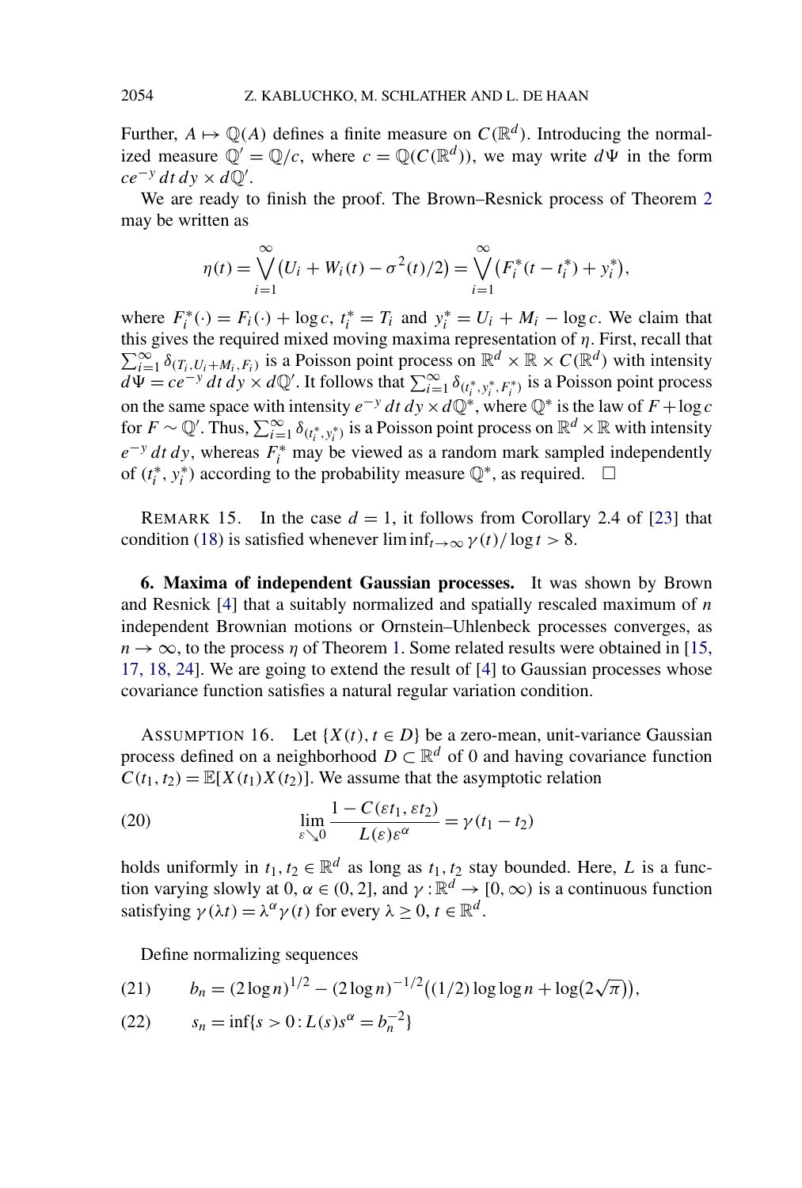Further, $A \mapsto \mathbb{Q}(A)$ defines a finite measure on $C(\mathbb{R}^d)$. Introducing the normalized measure $\mathbb{Q}' = \mathbb{Q}/c$, where $c = \mathbb{Q}(C(\mathbb{R}^d))$, we may write $d\Psi$ in the form $ce^{-y}\,dt\,dy \times d\mathbb{Q}'$.

We are ready to finish the proof. The Brown–Resnick process of Theorem 2 may be written as

$$\eta(t) = \bigvee_{i=1}^{\infty} (U_i + W_i(t) - \sigma^2(t)/2) = \bigvee_{i=1}^{\infty} (F_i^*(t - t_i^*) + y_i^*),$$

where $F_i^*(\cdot) = F_i(\cdot) + \log c$, $t_i^* = T_i$ and $y_i^* = U_i + M_i - \log c$. We claim that this gives the required mixed moving maxima representation of $\eta$. First, recall that $\sum_{i=1}^{\infty} \delta_{(T_i, U_i+M_i, F_i)}$ is a Poisson point process on $\mathbb{R}^d \times \mathbb{R} \times C(\mathbb{R}^d)$ with intensity $d\Psi = ce^{-y}\,dt\,dy \times d\mathbb{Q}'$. It follows that $\sum_{i=1}^{\infty} \delta_{(t_i^*, y_i^*, F_i^*)}$ is a Poisson point process on the same space with intensity $e^{-y}\,dt\,dy \times d\mathbb{Q}^*$, where $\mathbb{Q}^*$ is the law of $F + \log c$ for $F \sim \mathbb{Q}'$. Thus, $\sum_{i=1}^{\infty} \delta_{(t_i^*, y_i^*)}$ is a Poisson point process on $\mathbb{R}^d \times \mathbb{R}$ with intensity $e^{-y}\,dt\,dy$, whereas $F_i^*$ may be viewed as a random mark sampled independently of $(t_i^*, y_i^*)$ according to the probability measure $\mathbb{Q}^*$, as required. □

REMARK 15. In the case $d = 1$, it follows from Corollary 2.4 of [23] that condition (18) is satisfied whenever $\liminf_{t\to\infty} \gamma(t)/\log t > 8$.

## 6. Maxima of independent Gaussian processes.

It was shown by Brown and Resnick [4] that a suitably normalized and spatially rescaled maximum of $n$ independent Brownian motions or Ornstein–Uhlenbeck processes converges, as $n \to \infty$, to the process $\eta$ of Theorem 1. Some related results were obtained in [15, 17, 18, 24]. We are going to extend the result of [4] to Gaussian processes whose covariance function satisfies a natural regular variation condition.

ASSUMPTION 16. Let $\{X(t), t \in D\}$ be a zero-mean, unit-variance Gaussian process defined on a neighborhood $D \subset \mathbb{R}^d$ of 0 and having covariance function $C(t_1, t_2) = \mathbb{E}[X(t_1)X(t_2)]$. We assume that the asymptotic relation

$$\lim_{\varepsilon \searrow 0} \frac{1 - C(\varepsilon t_1, \varepsilon t_2)}{L(\varepsilon)\varepsilon^{\alpha}} = \gamma(t_1 - t_2) \tag{20}$$

holds uniformly in $t_1, t_2 \in \mathbb{R}^d$ as long as $t_1, t_2$ stay bounded. Here, $L$ is a function varying slowly at 0, $\alpha \in (0, 2]$, and $\gamma : \mathbb{R}^d \to [0, \infty)$ is a continuous function satisfying $\gamma(\lambda t) = \lambda^{\alpha}\gamma(t)$ for every $\lambda \geq 0$, $t \in \mathbb{R}^d$.

Define normalizing sequences

$$b_n = (2\log n)^{1/2} - (2\log n)^{-1/2}\big((1/2)\log\log n + \log(2\sqrt{\pi})\big), \tag{21}$$

$$s_n = \inf\{s > 0 : L(s)s^{\alpha} = b_n^{-2}\} \tag{22}$$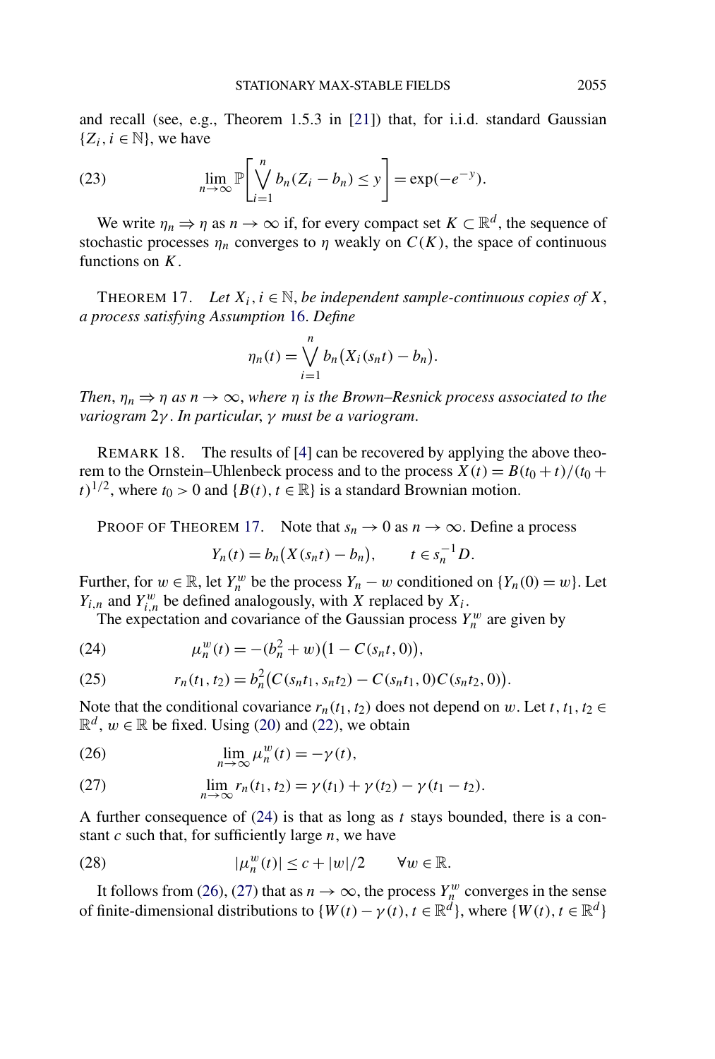and recall (see, e.g., Theorem 1.5.3 in [21]) that, for i.i.d. standard Gaussian $\{Z_i, i \in \mathbb{N}\}$, we have

$$\lim_{n\to\infty} \mathbb{P}\left[\bigvee_{i=1}^{n} b_n(Z_i - b_n) \le y\right] = \exp(-e^{-y}). \tag{23}$$

We write $\eta_n \Rightarrow \eta$ as $n \to \infty$ if, for every compact set $K \subset \mathbb{R}^d$, the sequence of stochastic processes $\eta_n$ converges to $\eta$ weakly on $C(K)$, the space of continuous functions on $K$.

THEOREM 17. *Let $X_i, i \in \mathbb{N}$, be independent sample-continuous copies of $X$, a process satisfying Assumption 16. Define*

$$\eta_n(t) = \bigvee_{i=1}^{n} b_n\big(X_i(s_n t) - b_n\big).$$

*Then, $\eta_n \Rightarrow \eta$ as $n \to \infty$, where $\eta$ is the Brown–Resnick process associated to the variogram $2\gamma$. In particular, $\gamma$ must be a variogram.*

REMARK 18. The results of [4] can be recovered by applying the above theorem to the Ornstein–Uhlenbeck process and to the process $X(t) = B(t_0 + t)/(t_0 + t)^{1/2}$, where $t_0 > 0$ and $\{B(t), t \in \mathbb{R}\}$ is a standard Brownian motion.

PROOF OF THEOREM 17. Note that $s_n \to 0$ as $n \to \infty$. Define a process

$$Y_n(t) = b_n\big(X(s_n t) - b_n\big), \qquad t \in s_n^{-1} D.$$

Further, for $w \in \mathbb{R}$, let $Y_n^w$ be the process $Y_n - w$ conditioned on $\{Y_n(0) = w\}$. Let $Y_{i,n}$ and $Y_{i,n}^w$ be defined analogously, with $X$ replaced by $X_i$.

The expectation and covariance of the Gaussian process $Y_n^w$ are given by

$$\mu_n^w(t) = -(b_n^2 + w)\big(1 - C(s_n t, 0)\big), \tag{24}$$

$$r_n(t_1, t_2) = b_n^2\big(C(s_n t_1, s_n t_2) - C(s_n t_1, 0)C(s_n t_2, 0)\big). \tag{25}$$

Note that the conditional covariance $r_n(t_1, t_2)$ does not depend on $w$. Let $t, t_1, t_2 \in \mathbb{R}^d$, $w \in \mathbb{R}$ be fixed. Using (20) and (22), we obtain

$$\lim_{n\to\infty} \mu_n^w(t) = -\gamma(t), \tag{26}$$

$$\lim_{n\to\infty} r_n(t_1, t_2) = \gamma(t_1) + \gamma(t_2) - \gamma(t_1 - t_2). \tag{27}$$

A further consequence of (24) is that as long as $t$ stays bounded, there is a constant $c$ such that, for sufficiently large $n$, we have

$$|\mu_n^w(t)| \le c + |w|/2 \qquad \forall w \in \mathbb{R}. \tag{28}$$

It follows from (26), (27) that as $n \to \infty$, the process $Y_n^w$ converges in the sense of finite-dimensional distributions to $\{W(t) - \gamma(t), t \in \mathbb{R}^d\}$, where $\{W(t), t \in \mathbb{R}^d\}$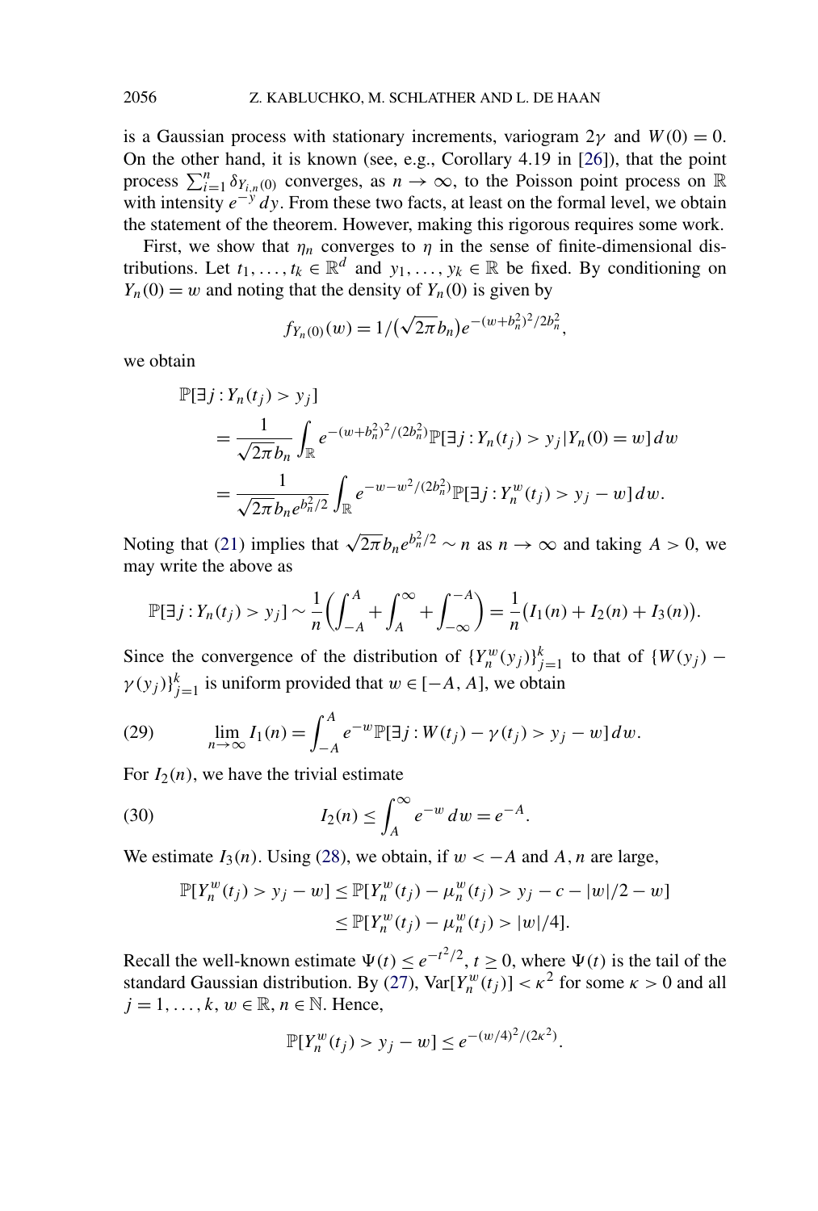is a Gaussian process with stationary increments, variogram $2\gamma$ and $W(0) = 0$. On the other hand, it is known (see, e.g., Corollary 4.19 in [26]), that the point process $\sum_{i=1}^{n} \delta_{Y_{i,n}(0)}$ converges, as $n \to \infty$, to the Poisson point process on $\mathbb{R}$ with intensity $e^{-y}\,dy$. From these two facts, at least on the formal level, we obtain the statement of the theorem. However, making this rigorous requires some work.

First, we show that $\eta_n$ converges to $\eta$ in the sense of finite-dimensional distributions. Let $t_1, \dots, t_k \in \mathbb{R}^d$ and $y_1, \dots, y_k \in \mathbb{R}$ be fixed. By conditioning on $Y_n(0) = w$ and noting that the density of $Y_n(0)$ is given by

$$f_{Y_n(0)}(w) = 1/\big(\sqrt{2\pi} b_n\big) e^{-(w+b_n^2)^2/2b_n^2},$$

we obtain

$$\begin{aligned}
&\mathbb{P}[\exists j : Y_n(t_j) > y_j] \\
&\quad = \frac{1}{\sqrt{2\pi} b_n} \int_{\mathbb{R}} e^{-(w+b_n^2)^2/(2b_n^2)} \mathbb{P}[\exists j : Y_n(t_j) > y_j | Y_n(0) = w]\, dw \\
&\quad = \frac{1}{\sqrt{2\pi} b_n e^{b_n^2/2}} \int_{\mathbb{R}} e^{-w - w^2/(2b_n^2)} \mathbb{P}[\exists j : Y_n^w(t_j) > y_j - w]\, dw.
\end{aligned}$$

Noting that (21) implies that $\sqrt{2\pi} b_n e^{b_n^2/2} \sim n$ as $n \to \infty$ and taking $A > 0$, we may write the above as

$$\mathbb{P}[\exists j : Y_n(t_j) > y_j] \sim \frac{1}{n} \left( \int_{-A}^{A} + \int_{A}^{\infty} + \int_{-\infty}^{-A} \right) = \frac{1}{n} \big( I_1(n) + I_2(n) + I_3(n) \big).$$

Since the convergence of the distribution of $\{Y_n^w(y_j)\}_{j=1}^k$ to that of $\{W(y_j) - \gamma(y_j)\}_{j=1}^k$ is uniform provided that $w \in [-A, A]$, we obtain

$$\lim_{n\to\infty} I_1(n) = \int_{-A}^{A} e^{-w} \mathbb{P}[\exists j : W(t_j) - \gamma(t_j) > y_j - w]\, dw. \tag{29}$$

For $I_2(n)$, we have the trivial estimate

$$I_2(n) \le \int_{A}^{\infty} e^{-w}\, dw = e^{-A}. \tag{30}$$

We estimate $I_3(n)$. Using (28), we obtain, if $w < -A$ and $A, n$ are large,

$$\begin{aligned}
\mathbb{P}[Y_n^w(t_j) > y_j - w] &\le \mathbb{P}[Y_n^w(t_j) - \mu_n^w(t_j) > y_j - c - |w|/2 - w] \\
&\le \mathbb{P}[Y_n^w(t_j) - \mu_n^w(t_j) > |w|/4].
\end{aligned}$$

Recall the well-known estimate $\Psi(t) \le e^{-t^2/2}$, $t \ge 0$, where $\Psi(t)$ is the tail of the standard Gaussian distribution. By (27), $\operatorname{Var}[Y_n^w(t_j)] < \kappa^2$ for some $\kappa > 0$ and all $j = 1, \dots, k$, $w \in \mathbb{R}$, $n \in \mathbb{N}$. Hence,

$$\mathbb{P}[Y_n^w(t_j) > y_j - w] \le e^{-(w/4)^2/(2\kappa^2)}.$$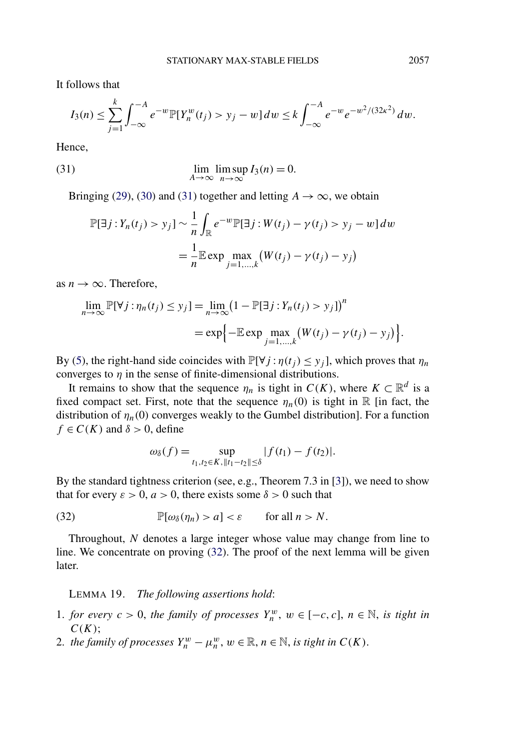It follows that

$$I_3(n) \le \sum_{j=1}^{k} \int_{-\infty}^{-A} e^{-w} \mathbb{P}[Y_n^w(t_j) > y_j - w] \, dw \le k \int_{-\infty}^{-A} e^{-w} e^{-w^2/(32\kappa^2)} \, dw.$$

Hence,

$$\lim_{A\to\infty} \limsup_{n\to\infty} I_3(n) = 0. \tag{31}$$

Bringing (29), (30) and (31) together and letting $A \to \infty$, we obtain

$$\begin{aligned}
\mathbb{P}[\exists j : Y_n(t_j) > y_j] &\sim \frac{1}{n} \int_{\mathbb{R}} e^{-w} \mathbb{P}[\exists j : W(t_j) - \gamma(t_j) > y_j - w] \, dw \\
&= \frac{1}{n} \mathbb{E} \exp \max_{j=1,\dots,k} \bigl(W(t_j) - \gamma(t_j) - y_j\bigr)
\end{aligned}$$

as $n \to \infty$. Therefore,

$$\begin{aligned}
\lim_{n\to\infty} \mathbb{P}[\forall j : \eta_n(t_j) \le y_j] &= \lim_{n\to\infty} \bigl(1 - \mathbb{P}[\exists j : Y_n(t_j) > y_j]\bigr)^n \\
&= \exp\Bigl\{-\mathbb{E} \exp \max_{j=1,\dots,k} \bigl(W(t_j) - \gamma(t_j) - y_j\bigr)\Bigr\}.
\end{aligned}$$

By (5), the right-hand side coincides with $\mathbb{P}[\forall j : \eta(t_j) \le y_j]$, which proves that $\eta_n$ converges to $\eta$ in the sense of finite-dimensional distributions.

It remains to show that the sequence $\eta_n$ is tight in $C(K)$, where $K \subset \mathbb{R}^d$ is a fixed compact set. First, note that the sequence $\eta_n(0)$ is tight in $\mathbb{R}$ [in fact, the distribution of $\eta_n(0)$ converges weakly to the Gumbel distribution]. For a function $f \in C(K)$ and $\delta > 0$, define

$$\omega_\delta(f) = \sup_{t_1, t_2 \in K, \|t_1 - t_2\| \le \delta} |f(t_1) - f(t_2)|.$$

By the standard tightness criterion (see, e.g., Theorem 7.3 in [3]), we need to show that for every $\varepsilon > 0$, $a > 0$, there exists some $\delta > 0$ such that

$$\mathbb{P}[\omega_\delta(\eta_n) > a] < \varepsilon \qquad \text{for all } n > N. \tag{32}$$

Throughout, $N$ denotes a large integer whose value may change from line to line. We concentrate on proving (32). The proof of the next lemma will be given later.

LEMMA 19. *The following assertions hold*:

1. *for every $c > 0$, the family of processes $Y_n^w$, $w \in [-c, c]$, $n \in \mathbb{N}$, is tight in $C(K)$*;
2. *the family of processes $Y_n^w - \mu_n^w$, $w \in \mathbb{R}$, $n \in \mathbb{N}$, is tight in $C(K)$.*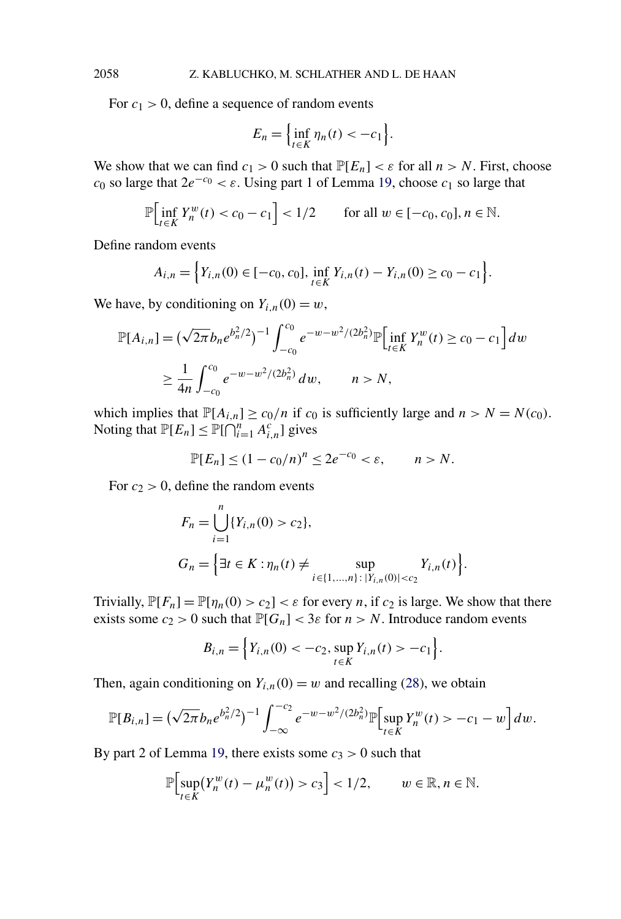For $c_1 > 0$, define a sequence of random events

$$E_n = \Big\{ \inf_{t \in K} \eta_n(t) < -c_1 \Big\}.$$

We show that we can find $c_1 > 0$ such that $\mathbb{P}[E_n] < \varepsilon$ for all $n > N$. First, choose $c_0$ so large that $2e^{-c_0} < \varepsilon$. Using part 1 of Lemma 19, choose $c_1$ so large that

$$\mathbb{P}\Big[\inf_{t \in K} Y_n^w(t) < c_0 - c_1\Big] < 1/2 \qquad \text{for all } w \in [-c_0, c_0], n \in \mathbb{N}.$$

Define random events

$$A_{i,n} = \Big\{ Y_{i,n}(0) \in [-c_0, c_0], \inf_{t \in K} Y_{i,n}(t) - Y_{i,n}(0) \geq c_0 - c_1 \Big\}.$$

We have, by conditioning on $Y_{i,n}(0) = w$,

$$\begin{aligned}
\mathbb{P}[A_{i,n}] &= \big(\sqrt{2\pi} b_n e^{b_n^2/2}\big)^{-1} \int_{-c_0}^{c_0} e^{-w - w^2/(2b_n^2)} \mathbb{P}\Big[\inf_{t \in K} Y_n^w(t) \geq c_0 - c_1\Big]\, dw \\
&\geq \frac{1}{4n} \int_{-c_0}^{c_0} e^{-w - w^2/(2b_n^2)}\, dw, \qquad n > N,
\end{aligned}$$

which implies that $\mathbb{P}[A_{i,n}] \geq c_0/n$ if $c_0$ is sufficiently large and $n > N = N(c_0)$. Noting that $\mathbb{P}[E_n] \leq \mathbb{P}[\bigcap_{i=1}^n A_{i,n}^c]$ gives

$$\mathbb{P}[E_n] \leq (1 - c_0/n)^n \leq 2e^{-c_0} < \varepsilon, \qquad n > N.$$

For $c_2 > 0$, define the random events

$$\begin{aligned}
F_n &= \bigcup_{i=1}^n \{Y_{i,n}(0) > c_2\}, \\
G_n &= \Big\{ \exists t \in K : \eta_n(t) \neq \sup_{i \in \{1,\dots,n\} : |Y_{i,n}(0)| < c_2} Y_{i,n}(t) \Big\}.
\end{aligned}$$

Trivially, $\mathbb{P}[F_n] = \mathbb{P}[\eta_n(0) > c_2] < \varepsilon$ for every $n$, if $c_2$ is large. We show that there exists some $c_2 > 0$ such that $\mathbb{P}[G_n] < 3\varepsilon$ for $n > N$. Introduce random events

$$B_{i,n} = \Big\{ Y_{i,n}(0) < -c_2, \sup_{t \in K} Y_{i,n}(t) > -c_1 \Big\}.$$

Then, again conditioning on $Y_{i,n}(0) = w$ and recalling (28), we obtain

$$\mathbb{P}[B_{i,n}] = \big(\sqrt{2\pi} b_n e^{b_n^2/2}\big)^{-1} \int_{-\infty}^{-c_2} e^{-w - w^2/(2b_n^2)} \mathbb{P}\Big[\sup_{t \in K} Y_n^w(t) > -c_1 - w\Big]\, dw.$$

By part 2 of Lemma 19, there exists some $c_3 > 0$ such that

$$\mathbb{P}\Big[\sup_{t \in K} \big(Y_n^w(t) - \mu_n^w(t)\big) > c_3\Big] < 1/2, \qquad w \in \mathbb{R}, n \in \mathbb{N}.$$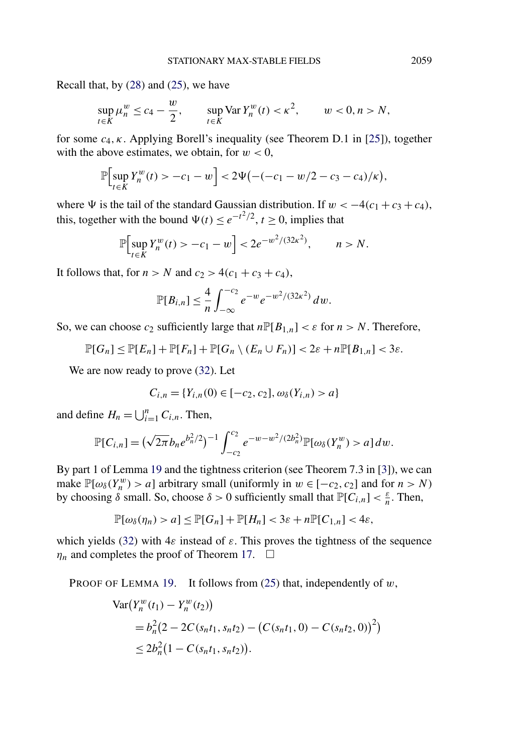Recall that, by (28) and (25), we have

$$\sup_{t\in K} \mu_n^w \le c_4 - \frac{w}{2}, \qquad \sup_{t\in K} \operatorname{Var} Y_n^w(t) < \kappa^2, \qquad w<0, n>N,$$

for some $c_4, \kappa$. Applying Borell's inequality (see Theorem D.1 in [25]), together with the above estimates, we obtain, for $w < 0$,

$$\mathbb{P}\Big[\sup_{t\in K} Y_n^w(t) > -c_1 - w\Big] < 2\Psi\big(-(-c_1 - w/2 - c_3 - c_4)/\kappa\big),$$

where $\Psi$ is the tail of the standard Gaussian distribution. If $w < -4(c_1 + c_3 + c_4)$, this, together with the bound $\Psi(t) \le e^{-t^2/2}$, $t \ge 0$, implies that

$$\mathbb{P}\Big[\sup_{t\in K} Y_n^w(t) > -c_1 - w\Big] < 2e^{-w^2/(32\kappa^2)}, \qquad n > N.$$

It follows that, for $n > N$ and $c_2 > 4(c_1 + c_3 + c_4)$,

$$\mathbb{P}[B_{i,n}] \le \frac{4}{n}\int_{-\infty}^{-c_2} e^{-w} e^{-w^2/(32\kappa^2)}\, dw.$$

So, we can choose $c_2$ sufficiently large that $n\mathbb{P}[B_{1,n}] < \varepsilon$ for $n > N$. Therefore,

$$\mathbb{P}[G_n] \le \mathbb{P}[E_n] + \mathbb{P}[F_n] + \mathbb{P}[G_n \setminus (E_n \cup F_n)] < 2\varepsilon + n\mathbb{P}[B_{1,n}] < 3\varepsilon.$$

We are now ready to prove (32). Let

$$C_{i,n} = \{Y_{i,n}(0) \in [-c_2, c_2], \omega_\delta(Y_{i,n}) > a\}$$

and define $H_n = \bigcup_{i=1}^n C_{i,n}$. Then,

$$\mathbb{P}[C_{i,n}] = \big(\sqrt{2\pi}\, b_n e^{b_n^2/2}\big)^{-1} \int_{-c_2}^{c_2} e^{-w - w^2/(2b_n^2)} \mathbb{P}[\omega_\delta(Y_n^w) > a]\, dw.$$

By part 1 of Lemma 19 and the tightness criterion (see Theorem 7.3 in [3]), we can make $\mathbb{P}[\omega_\delta(Y_n^w) > a]$ arbitrary small (uniformly in $w \in [-c_2, c_2]$ and for $n > N$) by choosing $\delta$ small. So, choose $\delta > 0$ sufficiently small that $\mathbb{P}[C_{i,n}] < \frac{\varepsilon}{n}$. Then,

$$\mathbb{P}[\omega_\delta(\eta_n) > a] \le \mathbb{P}[G_n] + \mathbb{P}[H_n] < 3\varepsilon + n\mathbb{P}[C_{1,n}] < 4\varepsilon,$$

which yields (32) with $4\varepsilon$ instead of $\varepsilon$. This proves the tightness of the sequence $\eta_n$ and completes the proof of Theorem 17. $\square$

PROOF OF LEMMA 19. It follows from (25) that, independently of $w$,

$$\begin{aligned}
&\operatorname{Var}\big(Y_n^w(t_1) - Y_n^w(t_2)\big) \\
&\quad = b_n^2\big(2 - 2C(s_n t_1, s_n t_2) - \big(C(s_n t_1, 0) - C(s_n t_2, 0)\big)^2\big) \\
&\quad \le 2b_n^2\big(1 - C(s_n t_1, s_n t_2)\big).
\end{aligned}$$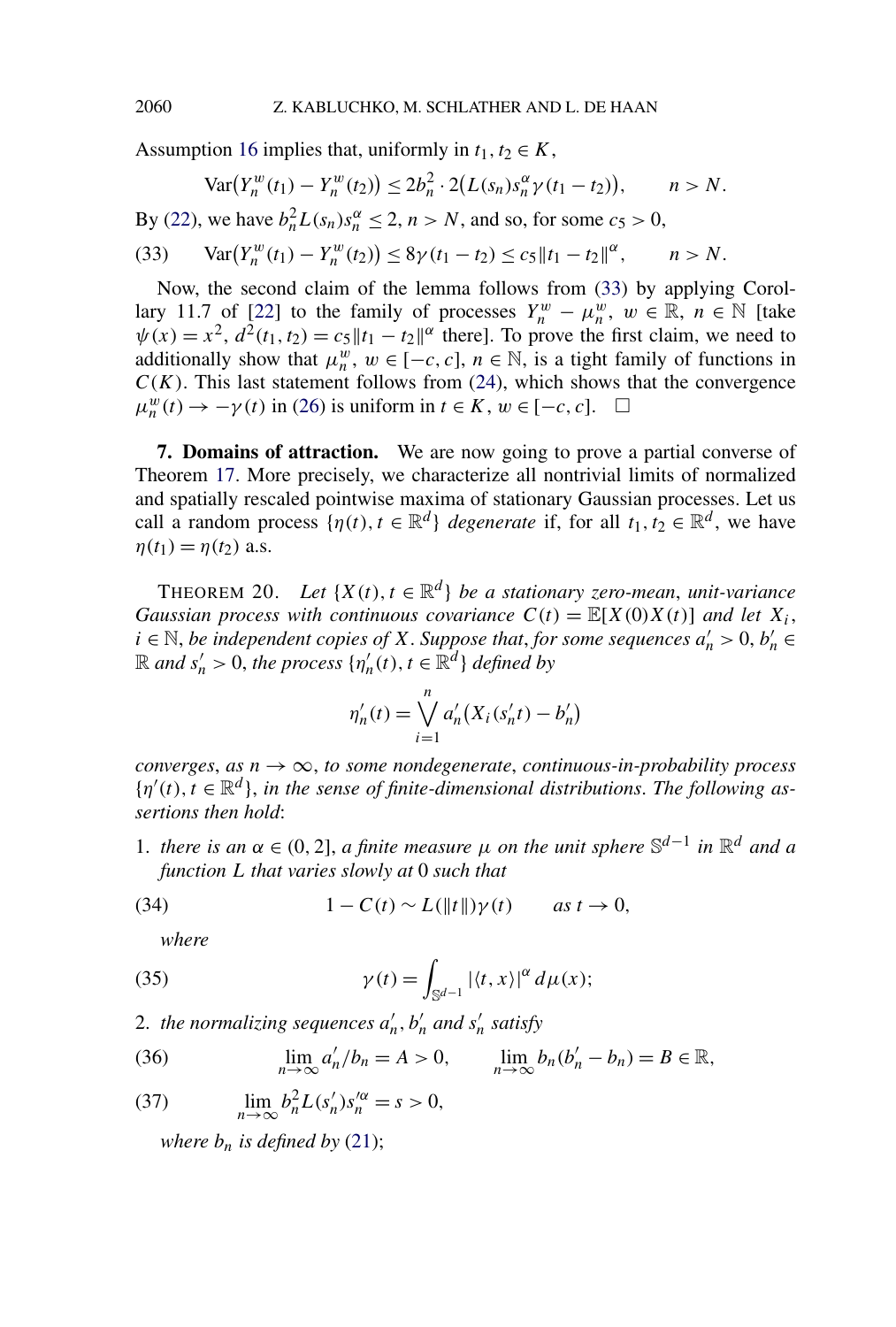Assumption 16 implies that, uniformly in $t_1, t_2 \in K$,

$$\operatorname{Var}(Y_n^w(t_1) - Y_n^w(t_2)) \le 2b_n^2 \cdot 2\big(L(s_n)s_n^\alpha \gamma(t_1 - t_2)\big), \qquad n > N.$$

By (22), we have $b_n^2 L(s_n) s_n^\alpha \le 2$, $n > N$, and so, for some $c_5 > 0$,

$$\operatorname{Var}(Y_n^w(t_1) - Y_n^w(t_2)) \le 8\gamma(t_1 - t_2) \le c_5 \|t_1 - t_2\|^\alpha, \qquad n > N. \tag{33}$$

Now, the second claim of the lemma follows from (33) by applying Corollary 11.7 of [22] to the family of processes $Y_n^w - \mu_n^w$, $w \in \mathbb{R}$, $n \in \mathbb{N}$ [take $\psi(x) = x^2$, $d^2(t_1, t_2) = c_5\|t_1 - t_2\|^\alpha$ there]. To prove the first claim, we need to additionally show that $\mu_n^w$, $w \in [-c, c]$, $n \in \mathbb{N}$, is a tight family of functions in $C(K)$. This last statement follows from (24), which shows that the convergence $\mu_n^w(t) \to -\gamma(t)$ in (26) is uniform in $t \in K$, $w \in [-c, c]$. $\square$

## 7. Domains of attraction.

We are now going to prove a partial converse of Theorem 17. More precisely, we characterize all nontrivial limits of normalized and spatially rescaled pointwise maxima of stationary Gaussian processes. Let us call a random process $\{\eta(t), t \in \mathbb{R}^d\}$ *degenerate* if, for all $t_1, t_2 \in \mathbb{R}^d$, we have $\eta(t_1) = \eta(t_2)$ a.s.

THEOREM 20. *Let $\{X(t), t \in \mathbb{R}^d\}$ be a stationary zero-mean, unit-variance Gaussian process with continuous covariance $C(t) = \mathbb{E}[X(0)X(t)]$ and let $X_i$, $i \in \mathbb{N}$, be independent copies of $X$. Suppose that, for some sequences $a_n' > 0$, $b_n' \in \mathbb{R}$ and $s_n' > 0$, the process $\{\eta_n'(t), t \in \mathbb{R}^d\}$ defined by*

$$\eta_n'(t) = \bigvee_{i=1}^n a_n'(X_i(s_n' t) - b_n')$$

*converges, as $n \to \infty$, to some nondegenerate, continuous-in-probability process $\{\eta'(t), t \in \mathbb{R}^d\}$, in the sense of finite-dimensional distributions. The following assertions then hold:*

1. *there is an $\alpha \in (0, 2]$, a finite measure $\mu$ on the unit sphere $\mathbb{S}^{d-1}$ in $\mathbb{R}^d$ and a function $L$ that varies slowly at $0$ such that*

$$1 - C(t) \sim L(\|t\|)\gamma(t) \qquad \text{as } t \to 0, \tag{34}$$

*where*

$$\gamma(t) = \int_{\mathbb{S}^{d-1}} |\langle t, x\rangle|^\alpha \, d\mu(x); \tag{35}$$

2. *the normalizing sequences $a_n'$, $b_n'$ and $s_n'$ satisfy*

$$\lim_{n\to\infty} a_n'/b_n = A > 0, \qquad \lim_{n\to\infty} b_n(b_n' - b_n) = B \in \mathbb{R}, \tag{36}$$

$$\lim_{n\to\infty} b_n^2 L(s_n') s_n'^{\alpha} = s > 0, \tag{37}$$

*where $b_n$ is defined by (21);*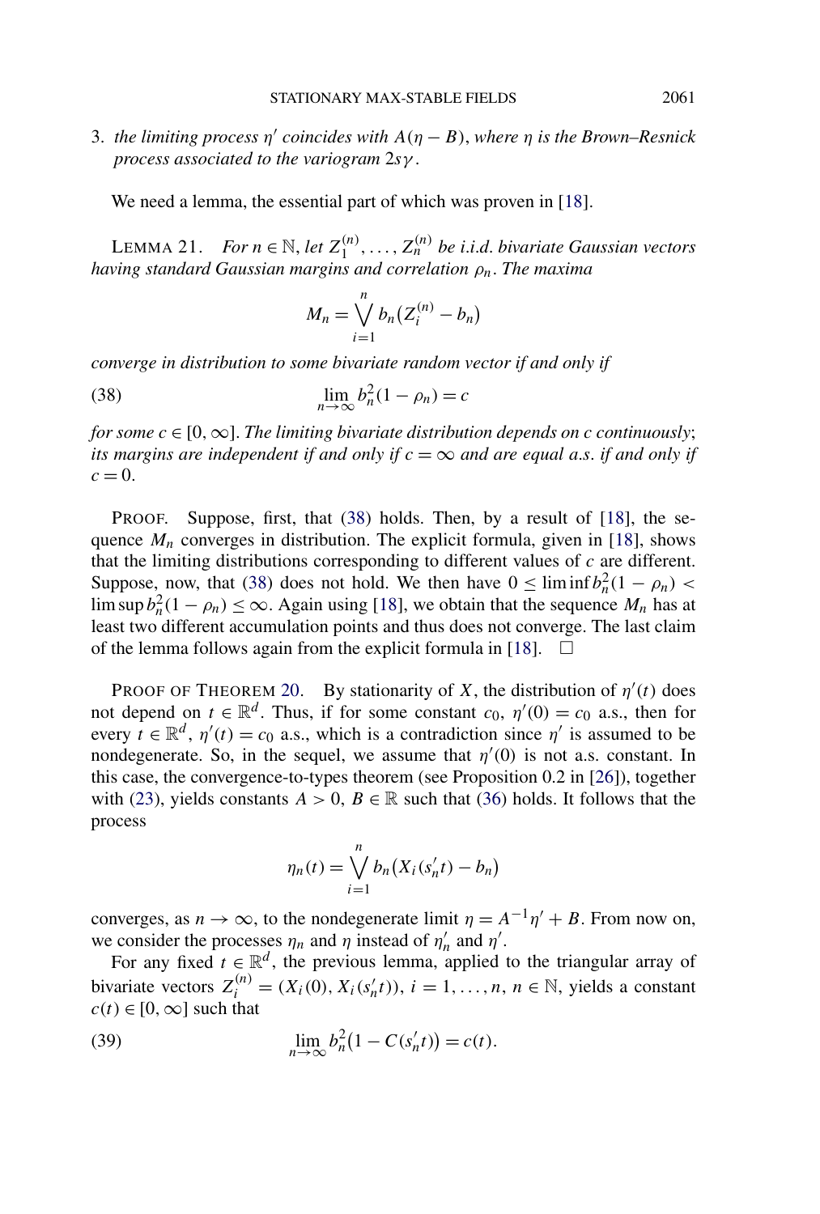3. *the limiting process $\eta'$ coincides with $A(\eta - B)$, where $\eta$ is the Brown–Resnick process associated to the variogram $2s\gamma$.*

We need a lemma, the essential part of which was proven in [18].

LEMMA 21. *For $n \in \mathbb{N}$, let $Z_1^{(n)}, \dots, Z_n^{(n)}$ be i.i.d. bivariate Gaussian vectors having standard Gaussian margins and correlation $\rho_n$. The maxima*

$$M_n = \bigvee_{i=1}^{n} b_n\bigl(Z_i^{(n)} - b_n\bigr)$$

*converge in distribution to some bivariate random vector if and only if*

$$\lim_{n\to\infty} b_n^2(1-\rho_n) = c \tag{38}$$

*for some $c \in [0, \infty]$. The limiting bivariate distribution depends on $c$ continuously; its margins are independent if and only if $c = \infty$ and are equal a.s. if and only if $c = 0$.*

PROOF. Suppose, first, that (38) holds. Then, by a result of [18], the sequence $M_n$ converges in distribution. The explicit formula, given in [18], shows that the limiting distributions corresponding to different values of $c$ are different. Suppose, now, that (38) does not hold. We then have $0 \le \liminf b_n^2(1-\rho_n) < \limsup b_n^2(1-\rho_n) \le \infty$. Again using [18], we obtain that the sequence $M_n$ has at least two different accumulation points and thus does not converge. The last claim of the lemma follows again from the explicit formula in [18]. $\square$

PROOF OF THEOREM 20. By stationarity of $X$, the distribution of $\eta'(t)$ does not depend on $t \in \mathbb{R}^d$. Thus, if for some constant $c_0$, $\eta'(0) = c_0$ a.s., then for every $t \in \mathbb{R}^d$, $\eta'(t) = c_0$ a.s., which is a contradiction since $\eta'$ is assumed to be nondegenerate. So, in the sequel, we assume that $\eta'(0)$ is not a.s. constant. In this case, the convergence-to-types theorem (see Proposition 0.2 in [26]), together with (23), yields constants $A > 0$, $B \in \mathbb{R}$ such that (36) holds. It follows that the process

$$\eta_n(t) = \bigvee_{i=1}^{n} b_n\bigl(X_i(s_n' t) - b_n\bigr)$$

converges, as $n \to \infty$, to the nondegenerate limit $\eta = A^{-1}\eta' + B$. From now on, we consider the processes $\eta_n$ and $\eta$ instead of $\eta_n'$ and $\eta'$.

For any fixed $t \in \mathbb{R}^d$, the previous lemma, applied to the triangular array of bivariate vectors $Z_i^{(n)} = (X_i(0), X_i(s_n' t))$, $i = 1, \dots, n$, $n \in \mathbb{N}$, yields a constant $c(t) \in [0, \infty]$ such that

$$\lim_{n\to\infty} b_n^2\bigl(1 - C(s_n' t)\bigr) = c(t). \tag{39}$$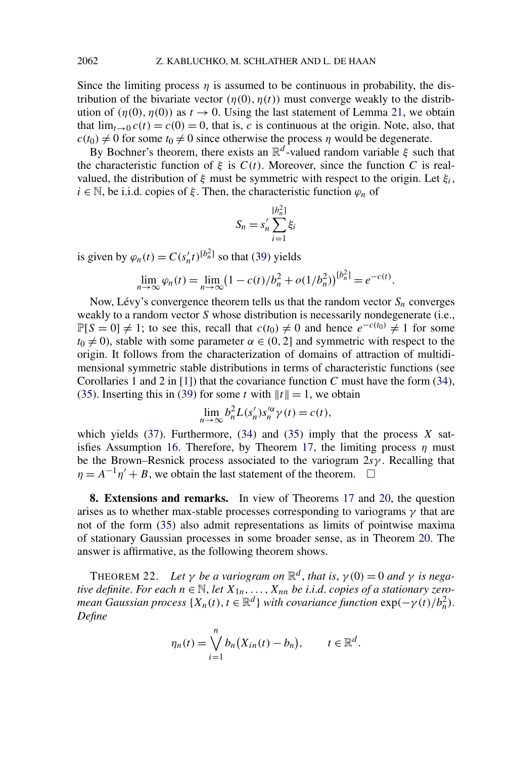Since the limiting process $\eta$ is assumed to be continuous in probability, the distribution of the bivariate vector $(\eta(0), \eta(t))$ must converge weakly to the distribution of $(\eta(0), \eta(0))$ as $t \to 0$. Using the last statement of Lemma 21, we obtain that $\lim_{t\to 0} c(t) = c(0) = 0$, that is, $c$ is continuous at the origin. Note, also, that $c(t_0) \neq 0$ for some $t_0 \neq 0$ since otherwise the process $\eta$ would be degenerate.

By Bochner's theorem, there exists an $\mathbb{R}^d$-valued random variable $\xi$ such that the characteristic function of $\xi$ is $C(t)$. Moreover, since the function $C$ is real-valued, the distribution of $\xi$ must be symmetric with respect to the origin. Let $\xi_i$, $i \in \mathbb{N}$, be i.i.d. copies of $\xi$. Then, the characteristic function $\varphi_n$ of

$$S_n = s_n' \sum_{i=1}^{[b_n^2]} \xi_i$$

is given by $\varphi_n(t) = C(s_n' t)^{[b_n^2]}$ so that (39) yields

$$\lim_{n\to\infty} \varphi_n(t) = \lim_{n\to\infty} \bigl(1 - c(t)/b_n^2 + o(1/b_n^2)\bigr)^{[b_n^2]} = e^{-c(t)}.$$

Now, Lévy's convergence theorem tells us that the random vector $S_n$ converges weakly to a random vector $S$ whose distribution is necessarily nondegenerate (i.e., $\mathbb{P}[S = 0] \neq 1$; to see this, recall that $c(t_0) \neq 0$ and hence $e^{-c(t_0)} \neq 1$ for some $t_0 \neq 0$), stable with some parameter $\alpha \in (0, 2]$ and symmetric with respect to the origin. It follows from the characterization of domains of attraction of multidimensional symmetric stable distributions in terms of characteristic functions (see Corollaries 1 and 2 in [1]) that the covariance function $C$ must have the form (34), (35). Inserting this in (39) for some $t$ with $\|t\| = 1$, we obtain

$$\lim_{n\to\infty} b_n^2 L(s_n') s_n'^{\alpha} \gamma(t) = c(t),$$

which yields (37). Furthermore, (34) and (35) imply that the process $X$ satisfies Assumption 16. Therefore, by Theorem 17, the limiting process $\eta$ must be the Brown–Resnick process associated to the variogram $2s\gamma$. Recalling that $\eta = A^{-1}\eta' + B$, we obtain the last statement of the theorem. $\square$

## 8. Extensions and remarks.

In view of Theorems 17 and 20, the question arises as to whether max-stable processes corresponding to variograms $\gamma$ that are not of the form (35) also admit representations as limits of pointwise maxima of stationary Gaussian processes in some broader sense, as in Theorem 20. The answer is affirmative, as the following theorem shows.

THEOREM 22. *Let $\gamma$ be a variogram on $\mathbb{R}^d$, that is, $\gamma(0) = 0$ and $\gamma$ is negative definite. For each $n \in \mathbb{N}$, let $X_{1n}, \ldots, X_{nn}$ be i.i.d. copies of a stationary zero-mean Gaussian process $\{X_n(t), t \in \mathbb{R}^d\}$ with covariance function $\exp(-\gamma(t)/b_n^2)$. Define*

$$\eta_n(t) = \bigvee_{i=1}^{n} b_n\bigl(X_{in}(t) - b_n\bigr), \qquad t \in \mathbb{R}^d.$$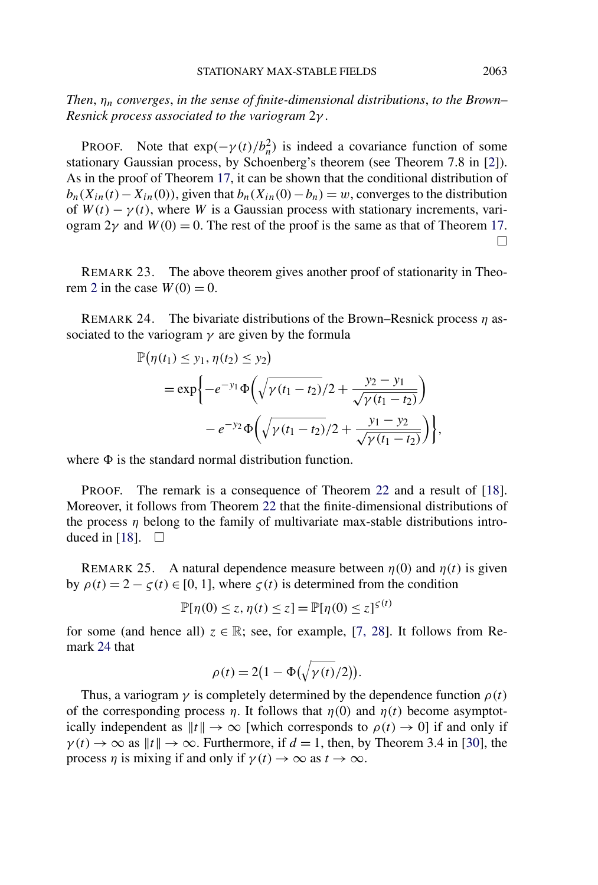*Then*, $\eta_n$ *converges*, *in the sense of finite-dimensional distributions*, *to the Brown–Resnick process associated to the variogram* $2\gamma$.

PROOF. Note that $\exp(-\gamma(t)/b_n^2)$ is indeed a covariance function of some stationary Gaussian process, by Schoenberg's theorem (see Theorem 7.8 in [2]). As in the proof of Theorem 17, it can be shown that the conditional distribution of $b_n(X_{in}(t) - X_{in}(0))$, given that $b_n(X_{in}(0) - b_n) = w$, converges to the distribution of $W(t) - \gamma(t)$, where $W$ is a Gaussian process with stationary increments, variogram $2\gamma$ and $W(0) = 0$. The rest of the proof is the same as that of Theorem 17. $\square$

REMARK 23. The above theorem gives another proof of stationarity in Theorem 2 in the case $W(0) = 0$.

REMARK 24. The bivariate distributions of the Brown–Resnick process $\eta$ associated to the variogram $\gamma$ are given by the formula

$$
\begin{aligned}
&\mathbb{P}(\eta(t_1) \le y_1, \eta(t_2) \le y_2) \\
&\quad = \exp\biggl\{-e^{-y_1}\Phi\biggl(\sqrt{\gamma(t_1 - t_2)}/2 + \frac{y_2 - y_1}{\sqrt{\gamma(t_1 - t_2)}}\biggr) \\
&\qquad - e^{-y_2}\Phi\biggl(\sqrt{\gamma(t_1 - t_2)}/2 + \frac{y_1 - y_2}{\sqrt{\gamma(t_1 - t_2)}}\biggr)\biggr\},
\end{aligned}
$$

where $\Phi$ is the standard normal distribution function.

PROOF. The remark is a consequence of Theorem 22 and a result of [18]. Moreover, it follows from Theorem 22 that the finite-dimensional distributions of the process $\eta$ belong to the family of multivariate max-stable distributions introduced in [18]. $\square$

REMARK 25. A natural dependence measure between $\eta(0)$ and $\eta(t)$ is given by $\rho(t) = 2 - \varsigma(t) \in [0, 1]$, where $\varsigma(t)$ is determined from the condition

$$
\mathbb{P}[\eta(0) \le z, \eta(t) \le z] = \mathbb{P}[\eta(0) \le z]^{\varsigma(t)}
$$

for some (and hence all) $z \in \mathbb{R}$; see, for example, [7, 28]. It follows from Remark 24 that

$$
\rho(t) = 2\bigl(1 - \Phi\bigl(\sqrt{\gamma(t)}/2\bigr)\bigr).
$$

Thus, a variogram $\gamma$ is completely determined by the dependence function $\rho(t)$ of the corresponding process $\eta$. It follows that $\eta(0)$ and $\eta(t)$ become asymptotically independent as $\|t\| \to \infty$ [which corresponds to $\rho(t) \to 0$] if and only if $\gamma(t) \to \infty$ as $\|t\| \to \infty$. Furthermore, if $d = 1$, then, by Theorem 3.4 in [30], the process $\eta$ is mixing if and only if $\gamma(t) \to \infty$ as $t \to \infty$.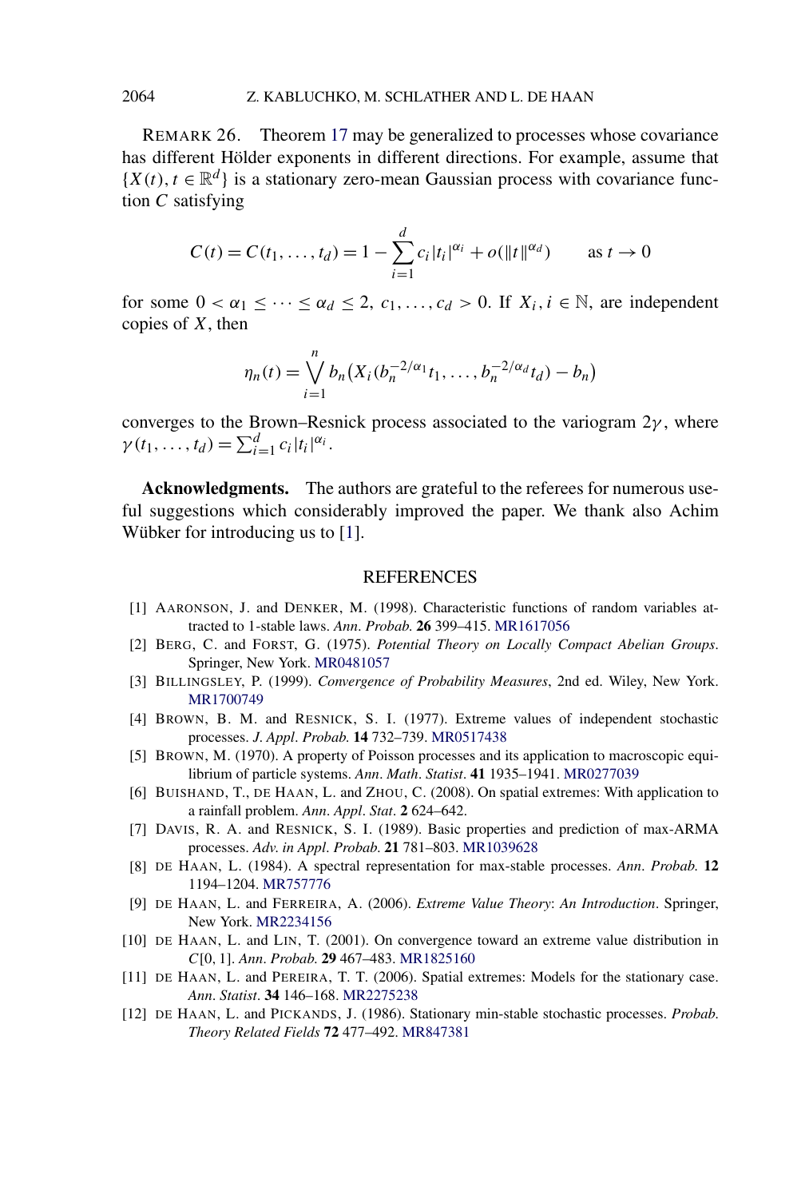REMARK 26. Theorem 17 may be generalized to processes whose covariance has different Hölder exponents in different directions. For example, assume that $\{X(t), t \in \mathbb{R}^d\}$ is a stationary zero-mean Gaussian process with covariance function $C$ satisfying

$$C(t) = C(t_1, \dots, t_d) = 1 - \sum_{i=1}^{d} c_i |t_i|^{\alpha_i} + o(\|t\|^{\alpha_d}) \qquad \text{as } t \to 0$$

for some $0 < \alpha_1 \leq \cdots \leq \alpha_d \leq 2$, $c_1, \dots, c_d > 0$. If $X_i, i \in \mathbb{N}$, are independent copies of $X$, then

$$\eta_n(t) = \bigvee_{i=1}^{n} b_n\big(X_i(b_n^{-2/\alpha_1} t_1, \dots, b_n^{-2/\alpha_d} t_d) - b_n\big)$$

converges to the Brown–Resnick process associated to the variogram $2\gamma$, where $\gamma(t_1, \dots, t_d) = \sum_{i=1}^{d} c_i |t_i|^{\alpha_i}$.

**Acknowledgments.** The authors are grateful to the referees for numerous useful suggestions which considerably improved the paper. We thank also Achim Wübker for introducing us to [1].

## REFERENCES

[1] AARONSON, J. and DENKER, M. (1998). Characteristic functions of random variables attracted to 1-stable laws. *Ann. Probab.* **26** 399–415. MR1617056

[2] BERG, C. and FORST, G. (1975). *Potential Theory on Locally Compact Abelian Groups*. Springer, New York. MR0481057

[3] BILLINGSLEY, P. (1999). *Convergence of Probability Measures*, 2nd ed. Wiley, New York. MR1700749

[4] BROWN, B. M. and RESNICK, S. I. (1977). Extreme values of independent stochastic processes. *J. Appl. Probab.* **14** 732–739. MR0517438

[5] BROWN, M. (1970). A property of Poisson processes and its application to macroscopic equilibrium of particle systems. *Ann. Math. Statist.* **41** 1935–1941. MR0277039

[6] BUISHAND, T., DE HAAN, L. and ZHOU, C. (2008). On spatial extremes: With application to a rainfall problem. *Ann. Appl. Stat.* **2** 624–642.

[7] DAVIS, R. A. and RESNICK, S. I. (1989). Basic properties and prediction of max-ARMA processes. *Adv. in Appl. Probab.* **21** 781–803. MR1039628

[8] DE HAAN, L. (1984). A spectral representation for max-stable processes. *Ann. Probab.* **12** 1194–1204. MR757776

[9] DE HAAN, L. and FERREIRA, A. (2006). *Extreme Value Theory: An Introduction*. Springer, New York. MR2234156

[10] DE HAAN, L. and LIN, T. (2001). On convergence toward an extreme value distribution in $C[0, 1]$. *Ann. Probab.* **29** 467–483. MR1825160

[11] DE HAAN, L. and PEREIRA, T. T. (2006). Spatial extremes: Models for the stationary case. *Ann. Statist.* **34** 146–168. MR2275238

[12] DE HAAN, L. and PICKANDS, J. (1986). Stationary min-stable stochastic processes. *Probab. Theory Related Fields* **72** 477–492. MR847381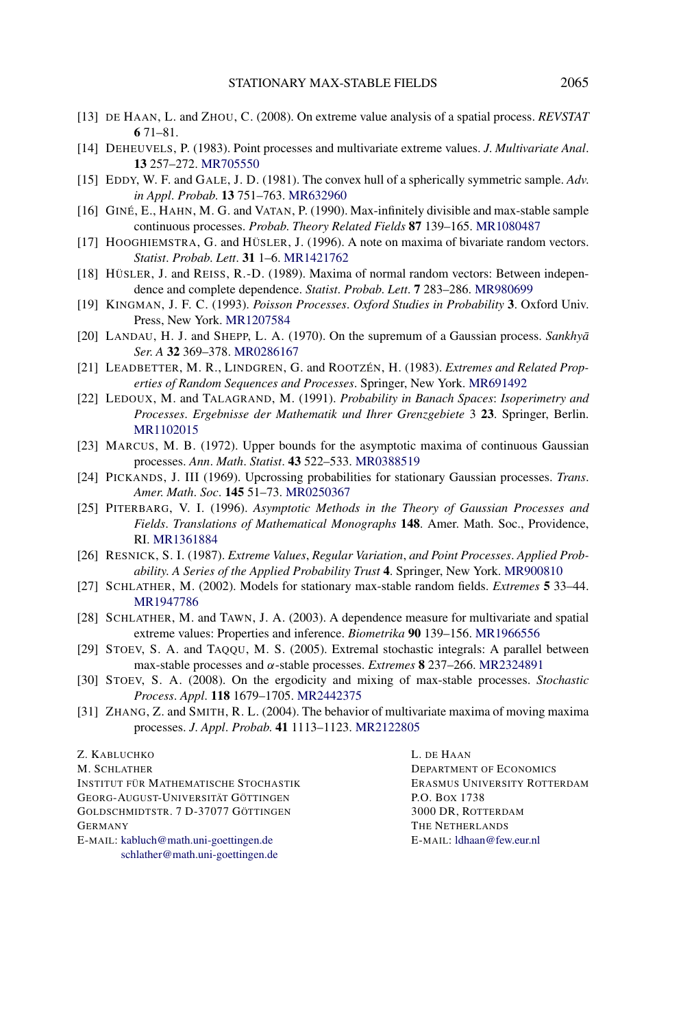[13] DE HAAN, L. and ZHOU, C. (2008). On extreme value analysis of a spatial process. *REVSTAT* **6** 71–81.

[14] DEHEUVELS, P. (1983). Point processes and multivariate extreme values. *J. Multivariate Anal*. **13** 257–272. MR705550

[15] EDDY, W. F. and GALE, J. D. (1981). The convex hull of a spherically symmetric sample. *Adv. in Appl. Probab*. **13** 751–763. MR632960

[16] GINÉ, E., HAHN, M. G. and VATAN, P. (1990). Max-infinitely divisible and max-stable sample continuous processes. *Probab. Theory Related Fields* **87** 139–165. MR1080487

[17] HOOGHIEMSTRA, G. and HÜSLER, J. (1996). A note on maxima of bivariate random vectors. *Statist. Probab. Lett*. **31** 1–6. MR1421762

[18] HÜSLER, J. and REISS, R.-D. (1989). Maxima of normal random vectors: Between independence and complete dependence. *Statist. Probab. Lett*. **7** 283–286. MR980699

[19] KINGMAN, J. F. C. (1993). *Poisson Processes*. *Oxford Studies in Probability* **3**. Oxford Univ. Press, New York. MR1207584

[20] LANDAU, H. J. and SHEPP, L. A. (1970). On the supremum of a Gaussian process. *Sankhyā Ser. A* **32** 369–378. MR0286167

[21] LEADBETTER, M. R., LINDGREN, G. and ROOTZÉN, H. (1983). *Extremes and Related Properties of Random Sequences and Processes*. Springer, New York. MR691492

[22] LEDOUX, M. and TALAGRAND, M. (1991). *Probability in Banach Spaces*: *Isoperimetry and Processes*. *Ergebnisse der Mathematik und Ihrer Grenzgebiete* 3 **23**. Springer, Berlin. MR1102015

[23] MARCUS, M. B. (1972). Upper bounds for the asymptotic maxima of continuous Gaussian processes. *Ann. Math. Statist*. **43** 522–533. MR0388519

[24] PICKANDS, J. III (1969). Upcrossing probabilities for stationary Gaussian processes. *Trans. Amer. Math. Soc*. **145** 51–73. MR0250367

[25] PITERBARG, V. I. (1996). *Asymptotic Methods in the Theory of Gaussian Processes and Fields*. *Translations of Mathematical Monographs* **148**. Amer. Math. Soc., Providence, RI. MR1361884

[26] RESNICK, S. I. (1987). *Extreme Values*, *Regular Variation*, *and Point Processes*. *Applied Probability. A Series of the Applied Probability Trust* **4**. Springer, New York. MR900810

[27] SCHLATHER, M. (2002). Models for stationary max-stable random fields. *Extremes* **5** 33–44. MR1947786

[28] SCHLATHER, M. and TAWN, J. A. (2003). A dependence measure for multivariate and spatial extreme values: Properties and inference. *Biometrika* **90** 139–156. MR1966556

[29] STOEV, S. A. and TAQQU, M. S. (2005). Extremal stochastic integrals: A parallel between max-stable processes and $\alpha$-stable processes. *Extremes* **8** 237–266. MR2324891

[30] STOEV, S. A. (2008). On the ergodicity and mixing of max-stable processes. *Stochastic Process. Appl*. **118** 1679–1705. MR2442375

[31] ZHANG, Z. and SMITH, R. L. (2004). The behavior of multivariate maxima of moving maxima processes. *J. Appl. Probab*. **41** 1113–1123. MR2122805

Z. KABLUCHKO
M. SCHLATHER
INSTITUT FÜR MATHEMATISCHE STOCHASTIK
GEORG-AUGUST-UNIVERSITÄT GÖTTINGEN
GOLDSCHMIDTSTR. 7 D-37077 GÖTTINGEN
GERMANY
E-MAIL: kabluch@math.uni-goettingen.de
schlather@math.uni-goettingen.de

L. DE HAAN
DEPARTMENT OF ECONOMICS
ERASMUS UNIVERSITY ROTTERDAM
P.O. BOX 1738
3000 DR, ROTTERDAM
THE NETHERLANDS
E-MAIL: ldhaan@few.eur.nl